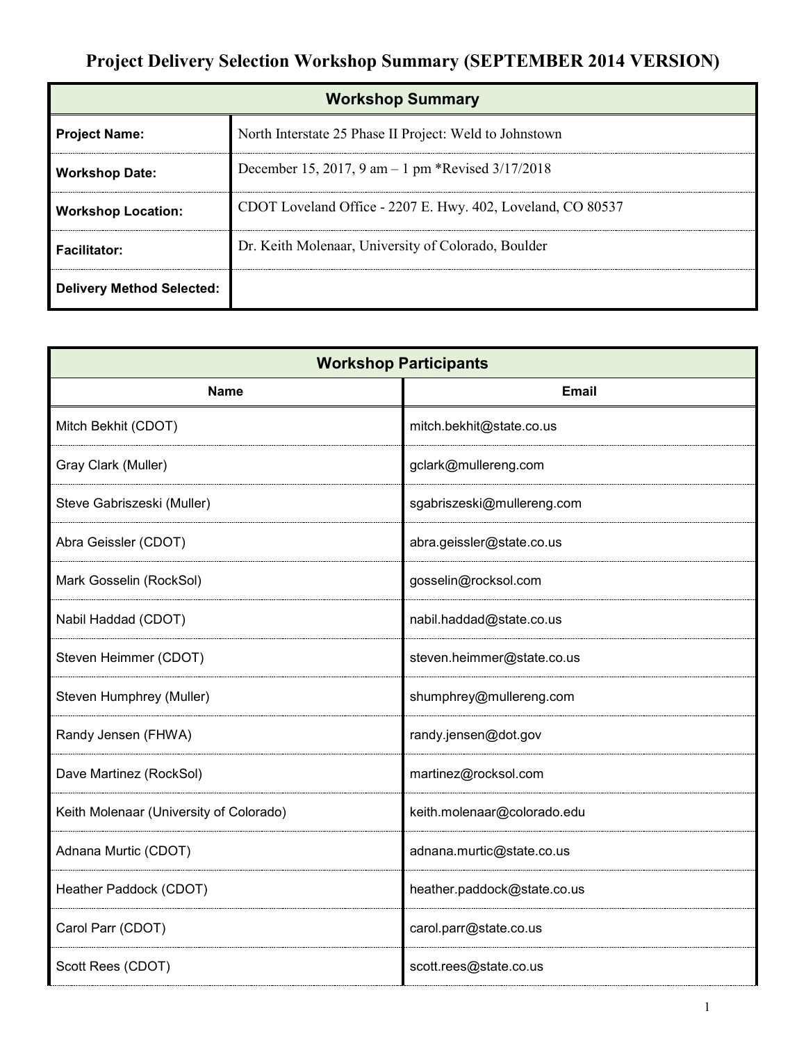# Project Delivery Selection Workshop Summary (SEPTEMBER 2014 VERSION)

| Workshop Summary | |
|---|---|
| **Project Name:** | North Interstate 25 Phase II Project: Weld to Johnstown |
| **Workshop Date:** | December 15, 2017, 9 am – 1 pm *Revised 3/17/2018 |
| **Workshop Location:** | CDOT Loveland Office - 2207 E. Hwy. 402, Loveland, CO 80537 |
| **Facilitator:** | Dr. Keith Molenaar, University of Colorado, Boulder |
| **Delivery Method Selected:** | |

| Workshop Participants | |
|---|---|
| **Name** | **Email** |
| Mitch Bekhit (CDOT) | mitch.bekhit@state.co.us |
| Gray Clark (Muller) | gclark@mullereng.com |
| Steve Gabriszeski (Muller) | sgabriszeski@mullereng.com |
| Abra Geissler (CDOT) | abra.geissler@state.co.us |
| Mark Gosselin (RockSol) | gosselin@rocksol.com |
| Nabil Haddad (CDOT) | nabil.haddad@state.co.us |
| Steven Heimmer (CDOT) | steven.heimmer@state.co.us |
| Steven Humphrey (Muller) | shumphrey@mullereng.com |
| Randy Jensen (FHWA) | randy.jensen@dot.gov |
| Dave Martinez (RockSol) | martinez@rocksol.com |
| Keith Molenaar (University of Colorado) | keith.molenaar@colorado.edu |
| Adnana Murtic (CDOT) | adnana.murtic@state.co.us |
| Heather Paddock (CDOT) | heather.paddock@state.co.us |
| Carol Parr (CDOT) | carol.parr@state.co.us |
| Scott Rees (CDOT) | scott.rees@state.co.us |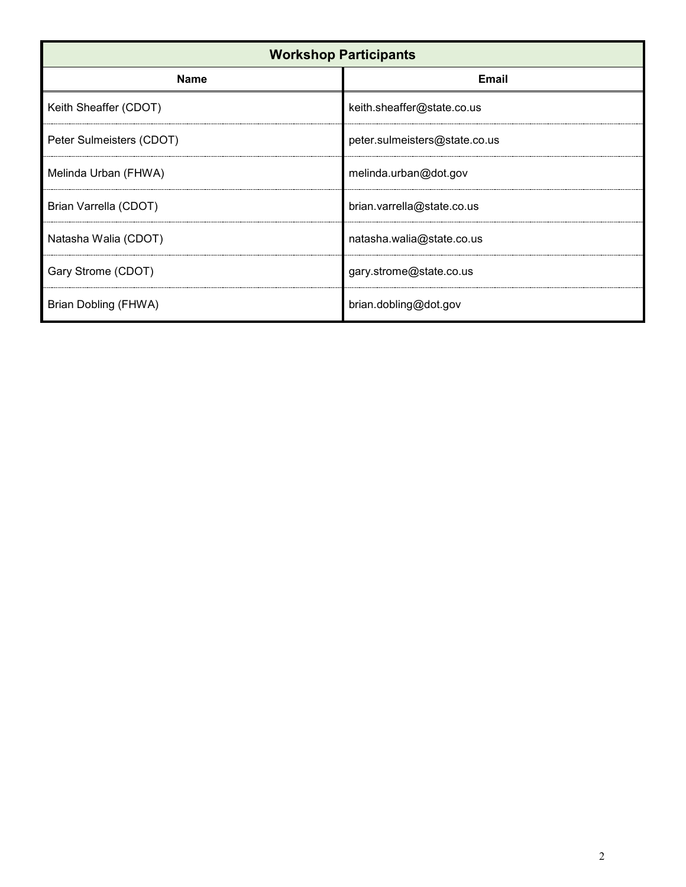| Workshop Participants | |
|---|---|
| **Name** | **Email** |
| Keith Sheaffer (CDOT) | keith.sheaffer@state.co.us |
| Peter Sulmeisters (CDOT) | peter.sulmeisters@state.co.us |
| Melinda Urban (FHWA) | melinda.urban@dot.gov |
| Brian Varrella (CDOT) | brian.varrella@state.co.us |
| Natasha Walia (CDOT) | natasha.walia@state.co.us |
| Gary Strome (CDOT) | gary.strome@state.co.us |
| Brian Dobling (FHWA) | brian.dobling@dot.gov |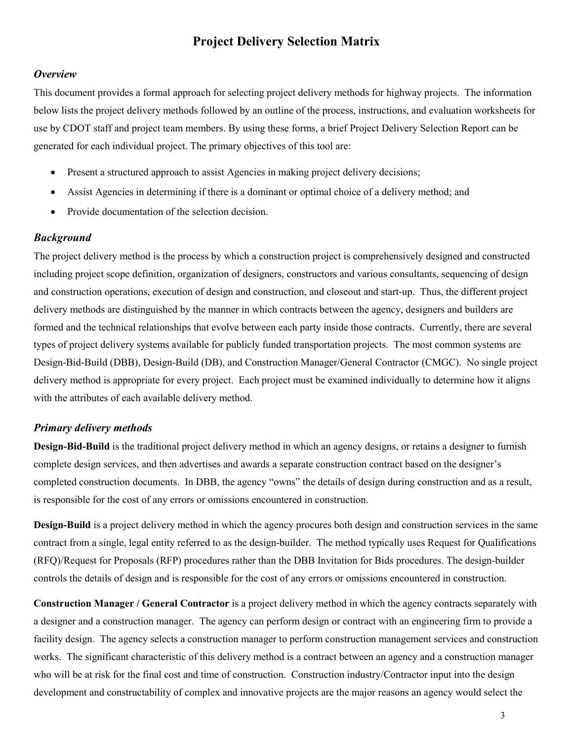# Project Delivery Selection Matrix

### *Overview*

This document provides a formal approach for selecting project delivery methods for highway projects. The information below lists the project delivery methods followed by an outline of the process, instructions, and evaluation worksheets for use by CDOT staff and project team members. By using these forms, a brief Project Delivery Selection Report can be generated for each individual project. The primary objectives of this tool are:

- Present a structured approach to assist Agencies in making project delivery decisions;
- Assist Agencies in determining if there is a dominant or optimal choice of a delivery method; and
- Provide documentation of the selection decision.

### *Background*

The project delivery method is the process by which a construction project is comprehensively designed and constructed including project scope definition, organization of designers, constructors and various consultants, sequencing of design and construction operations, execution of design and construction, and closeout and start-up. Thus, the different project delivery methods are distinguished by the manner in which contracts between the agency, designers and builders are formed and the technical relationships that evolve between each party inside those contracts. Currently, there are several types of project delivery systems available for publicly funded transportation projects. The most common systems are Design-Bid-Build (DBB), Design-Build (DB), and Construction Manager/General Contractor (CMGC). No single project delivery method is appropriate for every project. Each project must be examined individually to determine how it aligns with the attributes of each available delivery method.

### *Primary delivery methods*

**Design-Bid-Build** is the traditional project delivery method in which an agency designs, or retains a designer to furnish complete design services, and then advertises and awards a separate construction contract based on the designer's completed construction documents. In DBB, the agency "owns" the details of design during construction and as a result, is responsible for the cost of any errors or omissions encountered in construction.

**Design-Build** is a project delivery method in which the agency procures both design and construction services in the same contract from a single, legal entity referred to as the design-builder. The method typically uses Request for Qualifications (RFQ)/Request for Proposals (RFP) procedures rather than the DBB Invitation for Bids procedures. The design-builder controls the details of design and is responsible for the cost of any errors or omissions encountered in construction.

**Construction Manager / General Contractor** is a project delivery method in which the agency contracts separately with a designer and a construction manager. The agency can perform design or contract with an engineering firm to provide a facility design. The agency selects a construction manager to perform construction management services and construction works. The significant characteristic of this delivery method is a contract between an agency and a construction manager who will be at risk for the final cost and time of construction. Construction industry/Contractor input into the design development and constructability of complex and innovative projects are the major reasons an agency would select the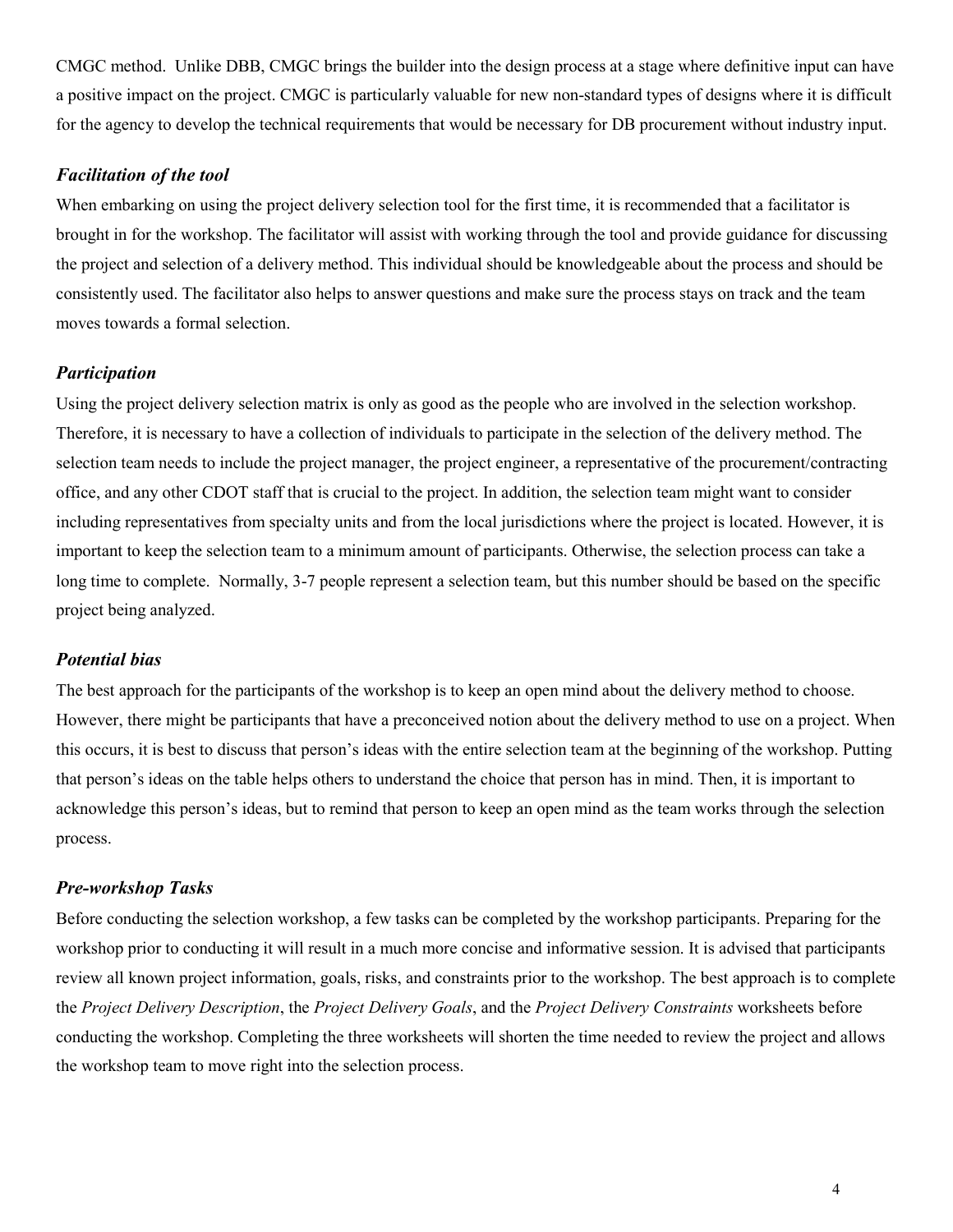CMGC method. Unlike DBB, CMGC brings the builder into the design process at a stage where definitive input can have a positive impact on the project. CMGC is particularly valuable for new non-standard types of designs where it is difficult for the agency to develop the technical requirements that would be necessary for DB procurement without industry input.

### *Facilitation of the tool*

When embarking on using the project delivery selection tool for the first time, it is recommended that a facilitator is brought in for the workshop. The facilitator will assist with working through the tool and provide guidance for discussing the project and selection of a delivery method. This individual should be knowledgeable about the process and should be consistently used. The facilitator also helps to answer questions and make sure the process stays on track and the team moves towards a formal selection.

### *Participation*

Using the project delivery selection matrix is only as good as the people who are involved in the selection workshop. Therefore, it is necessary to have a collection of individuals to participate in the selection of the delivery method. The selection team needs to include the project manager, the project engineer, a representative of the procurement/contracting office, and any other CDOT staff that is crucial to the project. In addition, the selection team might want to consider including representatives from specialty units and from the local jurisdictions where the project is located. However, it is important to keep the selection team to a minimum amount of participants. Otherwise, the selection process can take a long time to complete. Normally, 3-7 people represent a selection team, but this number should be based on the specific project being analyzed.

### *Potential bias*

The best approach for the participants of the workshop is to keep an open mind about the delivery method to choose. However, there might be participants that have a preconceived notion about the delivery method to use on a project. When this occurs, it is best to discuss that person's ideas with the entire selection team at the beginning of the workshop. Putting that person's ideas on the table helps others to understand the choice that person has in mind. Then, it is important to acknowledge this person's ideas, but to remind that person to keep an open mind as the team works through the selection process.

### *Pre-workshop Tasks*

Before conducting the selection workshop, a few tasks can be completed by the workshop participants. Preparing for the workshop prior to conducting it will result in a much more concise and informative session. It is advised that participants review all known project information, goals, risks, and constraints prior to the workshop. The best approach is to complete the *Project Delivery Description*, the *Project Delivery Goals*, and the *Project Delivery Constraints* worksheets before conducting the workshop. Completing the three worksheets will shorten the time needed to review the project and allows the workshop team to move right into the selection process.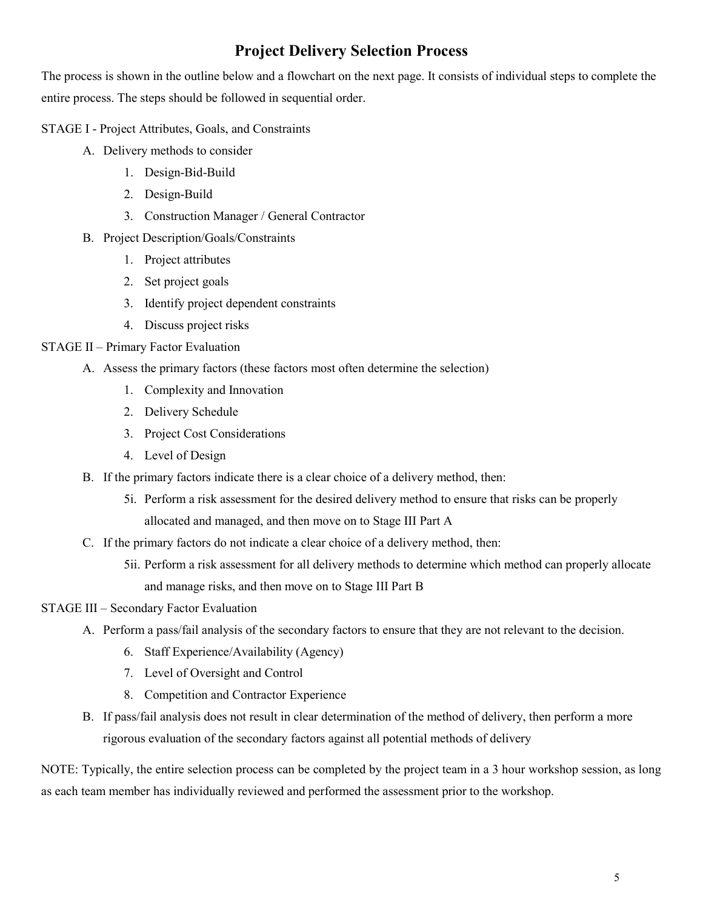# Project Delivery Selection Process

The process is shown in the outline below and a flowchart on the next page. It consists of individual steps to complete the entire process. The steps should be followed in sequential order.

STAGE I - Project Attributes, Goals, and Constraints

- A. Delivery methods to consider
  1. Design-Bid-Build
  2. Design-Build
  3. Construction Manager / General Contractor
- B. Project Description/Goals/Constraints
  1. Project attributes
  2. Set project goals
  3. Identify project dependent constraints
  4. Discuss project risks

STAGE II – Primary Factor Evaluation

- A. Assess the primary factors (these factors most often determine the selection)
  1. Complexity and Innovation
  2. Delivery Schedule
  3. Project Cost Considerations
  4. Level of Design
- B. If the primary factors indicate there is a clear choice of a delivery method, then:
  - 5i. Perform a risk assessment for the desired delivery method to ensure that risks can be properly allocated and managed, and then move on to Stage III Part A
- C. If the primary factors do not indicate a clear choice of a delivery method, then:
  - 5ii. Perform a risk assessment for all delivery methods to determine which method can properly allocate and manage risks, and then move on to Stage III Part B

STAGE III – Secondary Factor Evaluation

- A. Perform a pass/fail analysis of the secondary factors to ensure that they are not relevant to the decision.
  6. Staff Experience/Availability (Agency)
  7. Level of Oversight and Control
  8. Competition and Contractor Experience
- B. If pass/fail analysis does not result in clear determination of the method of delivery, then perform a more rigorous evaluation of the secondary factors against all potential methods of delivery

NOTE: Typically, the entire selection process can be completed by the project team in a 3 hour workshop session, as long as each team member has individually reviewed and performed the assessment prior to the workshop.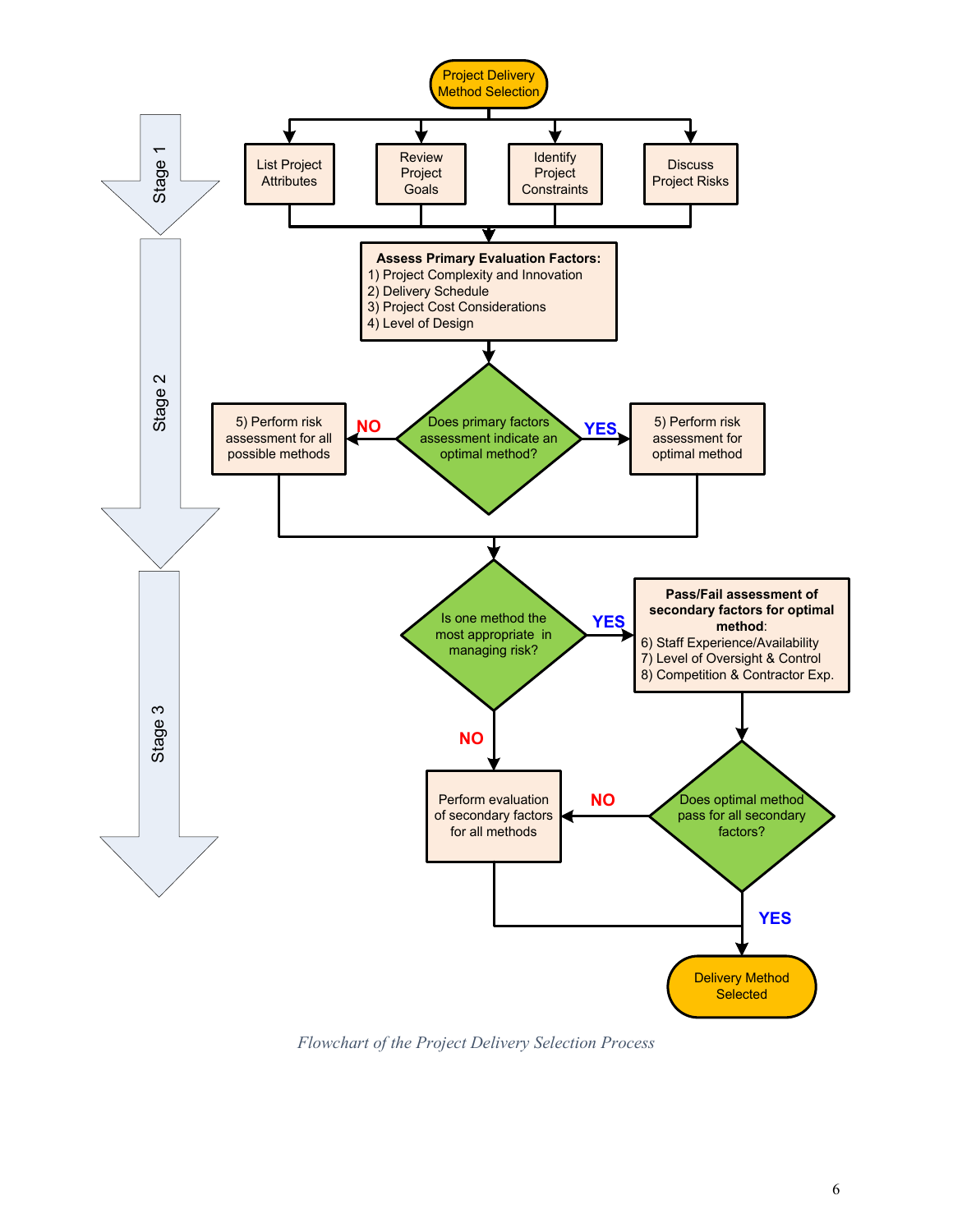Project Delivery Method Selection

Stage 1

List Project Attributes

Review Project Goals

Identify Project Constraints

Discuss Project Risks

Stage 2

**Assess Primary Evaluation Factors:**
1) Project Complexity and Innovation
2) Delivery Schedule
3) Project Cost Considerations
4) Level of Design

Does primary factors assessment indicate an optimal method?

NO

5) Perform risk assessment for all possible methods

YES

5) Perform risk assessment for optimal method

Stage 3

Is one method the most appropriate in managing risk?

YES

**Pass/Fail assessment of secondary factors for optimal method:**
6) Staff Experience/Availability
7) Level of Oversight & Control
8) Competition & Contractor Exp.

NO

Perform evaluation of secondary factors for all methods

Does optimal method pass for all secondary factors?

NO

YES

Delivery Method Selected

*Flowchart of the Project Delivery Selection Process*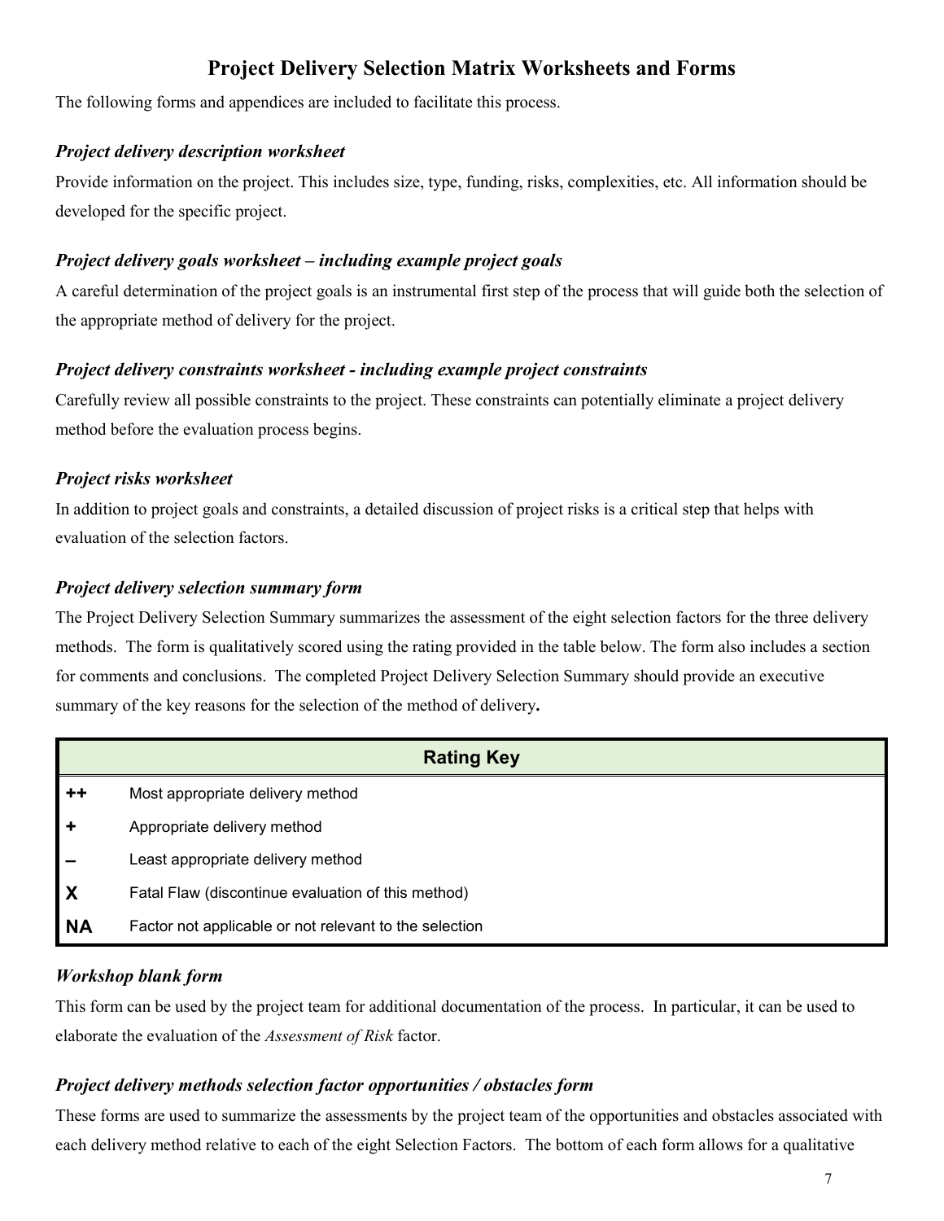## Project Delivery Selection Matrix Worksheets and Forms

The following forms and appendices are included to facilitate this process.

### *Project delivery description worksheet*

Provide information on the project. This includes size, type, funding, risks, complexities, etc. All information should be developed for the specific project.

### *Project delivery goals worksheet – including example project goals*

A careful determination of the project goals is an instrumental first step of the process that will guide both the selection of the appropriate method of delivery for the project.

### *Project delivery constraints worksheet - including example project constraints*

Carefully review all possible constraints to the project. These constraints can potentially eliminate a project delivery method before the evaluation process begins.

### *Project risks worksheet*

In addition to project goals and constraints, a detailed discussion of project risks is a critical step that helps with evaluation of the selection factors.

### *Project delivery selection summary form*

The Project Delivery Selection Summary summarizes the assessment of the eight selection factors for the three delivery methods. The form is qualitatively scored using the rating provided in the table below. The form also includes a section for comments and conclusions. The completed Project Delivery Selection Summary should provide an executive summary of the key reasons for the selection of the method of delivery**.**

| Rating Key | |
|---|---|
| **++** | Most appropriate delivery method |
| **+** | Appropriate delivery method |
| **–** | Least appropriate delivery method |
| **X** | Fatal Flaw (discontinue evaluation of this method) |
| **NA** | Factor not applicable or not relevant to the selection |

### *Workshop blank form*

This form can be used by the project team for additional documentation of the process. In particular, it can be used to elaborate the evaluation of the *Assessment of Risk* factor.

### *Project delivery methods selection factor opportunities / obstacles form*

These forms are used to summarize the assessments by the project team of the opportunities and obstacles associated with each delivery method relative to each of the eight Selection Factors. The bottom of each form allows for a qualitative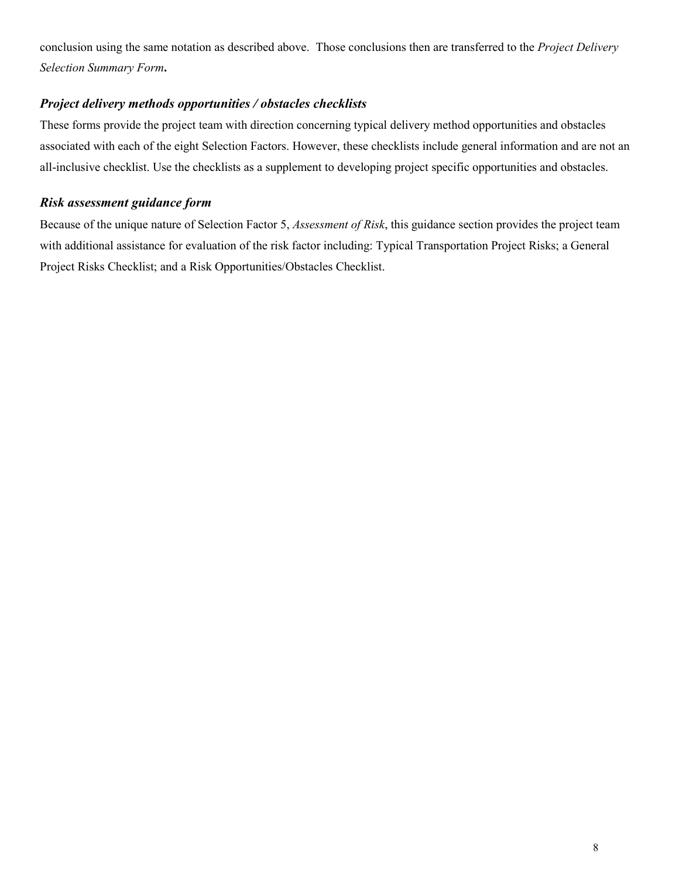conclusion using the same notation as described above. Those conclusions then are transferred to the *Project Delivery Selection Summary Form***.**

### *Project delivery methods opportunities / obstacles checklists*

These forms provide the project team with direction concerning typical delivery method opportunities and obstacles associated with each of the eight Selection Factors. However, these checklists include general information and are not an all-inclusive checklist. Use the checklists as a supplement to developing project specific opportunities and obstacles.

### *Risk assessment guidance form*

Because of the unique nature of Selection Factor 5, *Assessment of Risk*, this guidance section provides the project team with additional assistance for evaluation of the risk factor including: Typical Transportation Project Risks; a General Project Risks Checklist; and a Risk Opportunities/Obstacles Checklist.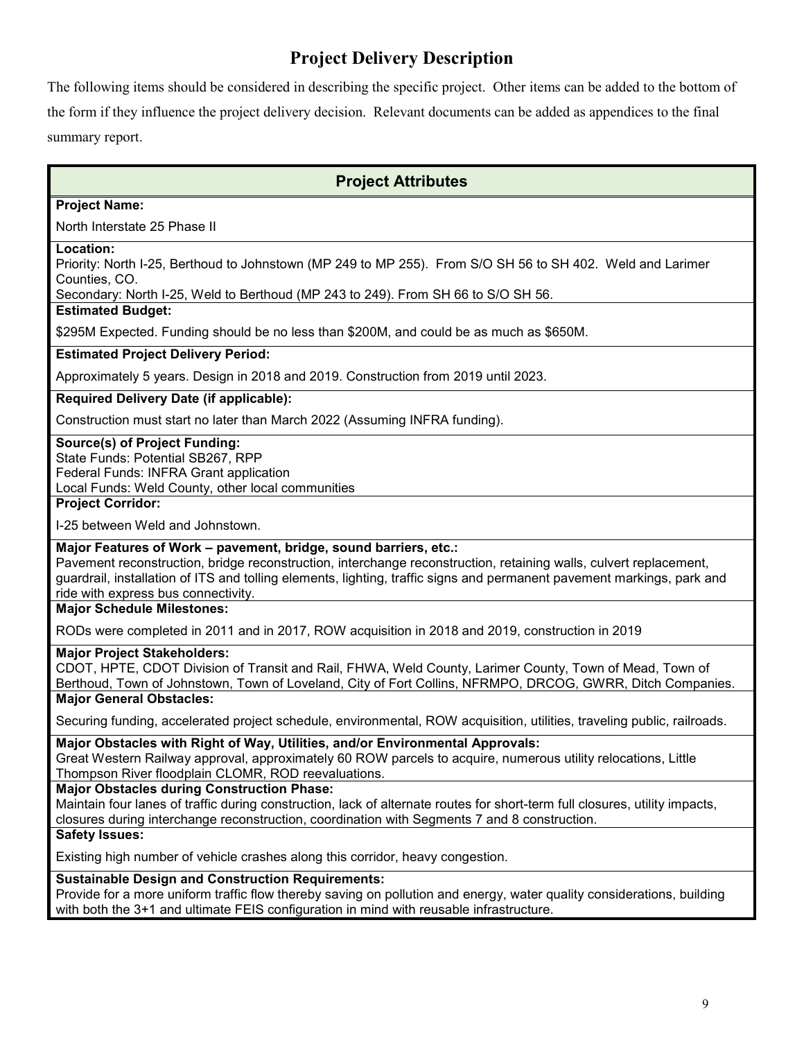# Project Delivery Description

The following items should be considered in describing the specific project. Other items can be added to the bottom of the form if they influence the project delivery decision. Relevant documents can be added as appendices to the final summary report.

## Project Attributes

**Project Name:**

North Interstate 25 Phase II

**Location:**

Priority: North I-25, Berthoud to Johnstown (MP 249 to MP 255). From S/O SH 56 to SH 402. Weld and Larimer Counties, CO.

Secondary: North I-25, Weld to Berthoud (MP 243 to 249). From SH 66 to S/O SH 56.

**Estimated Budget:**

$295M Expected. Funding should be no less than $200M, and could be as much as $650M.

**Estimated Project Delivery Period:**

Approximately 5 years. Design in 2018 and 2019. Construction from 2019 until 2023.

**Required Delivery Date (if applicable):**

Construction must start no later than March 2022 (Assuming INFRA funding).

**Source(s) of Project Funding:**

State Funds: Potential SB267, RPP
Federal Funds: INFRA Grant application
Local Funds: Weld County, other local communities

**Project Corridor:**

I-25 between Weld and Johnstown.

**Major Features of Work – pavement, bridge, sound barriers, etc.:**

Pavement reconstruction, bridge reconstruction, interchange reconstruction, retaining walls, culvert replacement, guardrail, installation of ITS and tolling elements, lighting, traffic signs and permanent pavement markings, park and ride with express bus connectivity.

**Major Schedule Milestones:**

RODs were completed in 2011 and in 2017, ROW acquisition in 2018 and 2019, construction in 2019

**Major Project Stakeholders:**

CDOT, HPTE, CDOT Division of Transit and Rail, FHWA, Weld County, Larimer County, Town of Mead, Town of Berthoud, Town of Johnstown, Town of Loveland, City of Fort Collins, NFRMPO, DRCOG, GWRR, Ditch Companies.

**Major General Obstacles:**

Securing funding, accelerated project schedule, environmental, ROW acquisition, utilities, traveling public, railroads.

**Major Obstacles with Right of Way, Utilities, and/or Environmental Approvals:**

Great Western Railway approval, approximately 60 ROW parcels to acquire, numerous utility relocations, Little Thompson River floodplain CLOMR, ROD reevaluations.

**Major Obstacles during Construction Phase:**

Maintain four lanes of traffic during construction, lack of alternate routes for short-term full closures, utility impacts, closures during interchange reconstruction, coordination with Segments 7 and 8 construction.

**Safety Issues:**

Existing high number of vehicle crashes along this corridor, heavy congestion.

**Sustainable Design and Construction Requirements:**

Provide for a more uniform traffic flow thereby saving on pollution and energy, water quality considerations, building with both the 3+1 and ultimate FEIS configuration in mind with reusable infrastructure.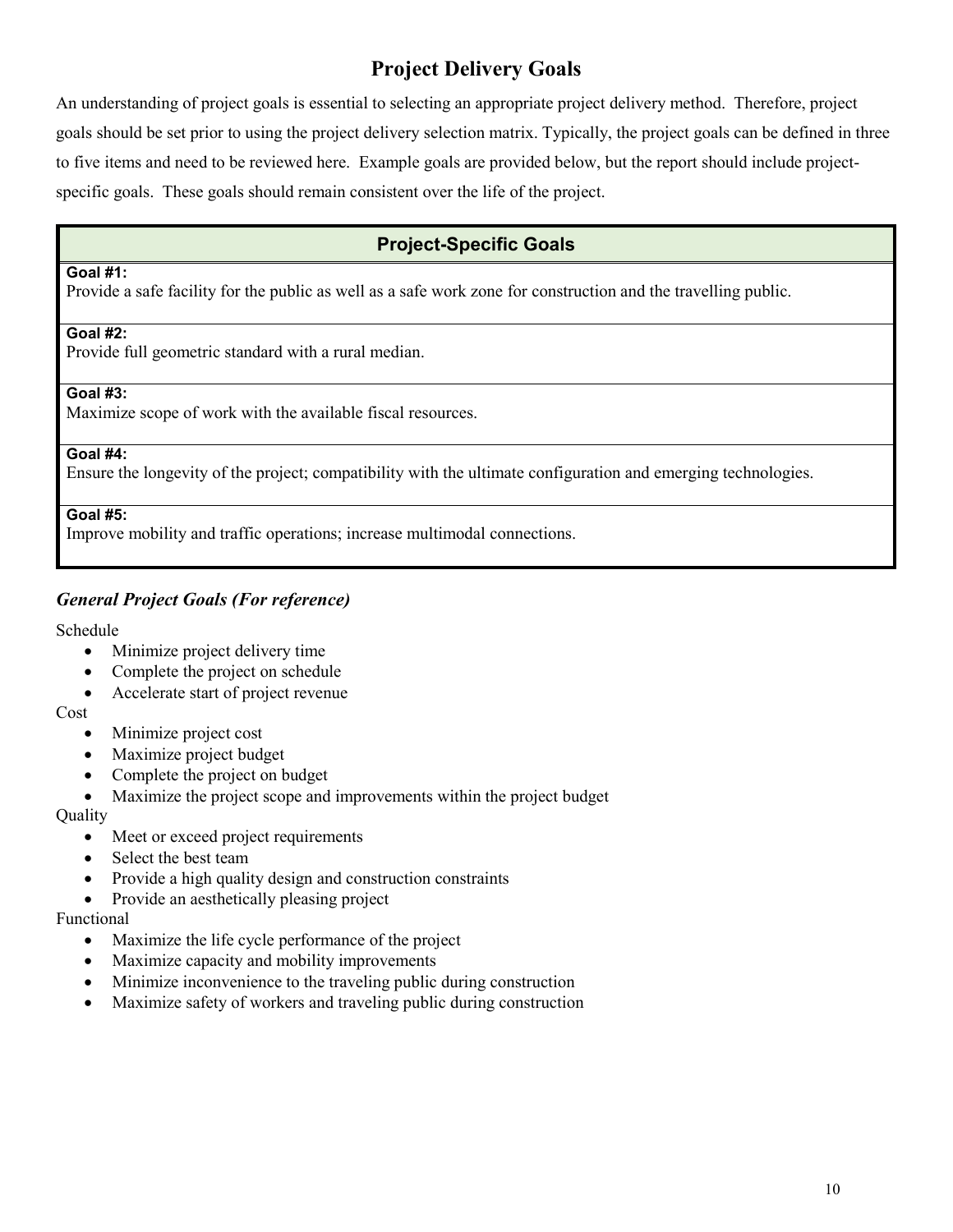# Project Delivery Goals

An understanding of project goals is essential to selecting an appropriate project delivery method. Therefore, project goals should be set prior to using the project delivery selection matrix. Typically, the project goals can be defined in three to five items and need to be reviewed here. Example goals are provided below, but the report should include project-specific goals. These goals should remain consistent over the life of the project.

| Project-Specific Goals |
|---|
| **Goal #1:**<br>Provide a safe facility for the public as well as a safe work zone for construction and the travelling public. |
| **Goal #2:**<br>Provide full geometric standard with a rural median. |
| **Goal #3:**<br>Maximize scope of work with the available fiscal resources. |
| **Goal #4:**<br>Ensure the longevity of the project; compatibility with the ultimate configuration and emerging technologies. |
| **Goal #5:**<br>Improve mobility and traffic operations; increase multimodal connections. |

### *General Project Goals (For reference)*

Schedule

- Minimize project delivery time
- Complete the project on schedule
- Accelerate start of project revenue

Cost

- Minimize project cost
- Maximize project budget
- Complete the project on budget
- Maximize the project scope and improvements within the project budget

Quality

- Meet or exceed project requirements
- Select the best team
- Provide a high quality design and construction constraints
- Provide an aesthetically pleasing project

Functional

- Maximize the life cycle performance of the project
- Maximize capacity and mobility improvements
- Minimize inconvenience to the traveling public during construction
- Maximize safety of workers and traveling public during construction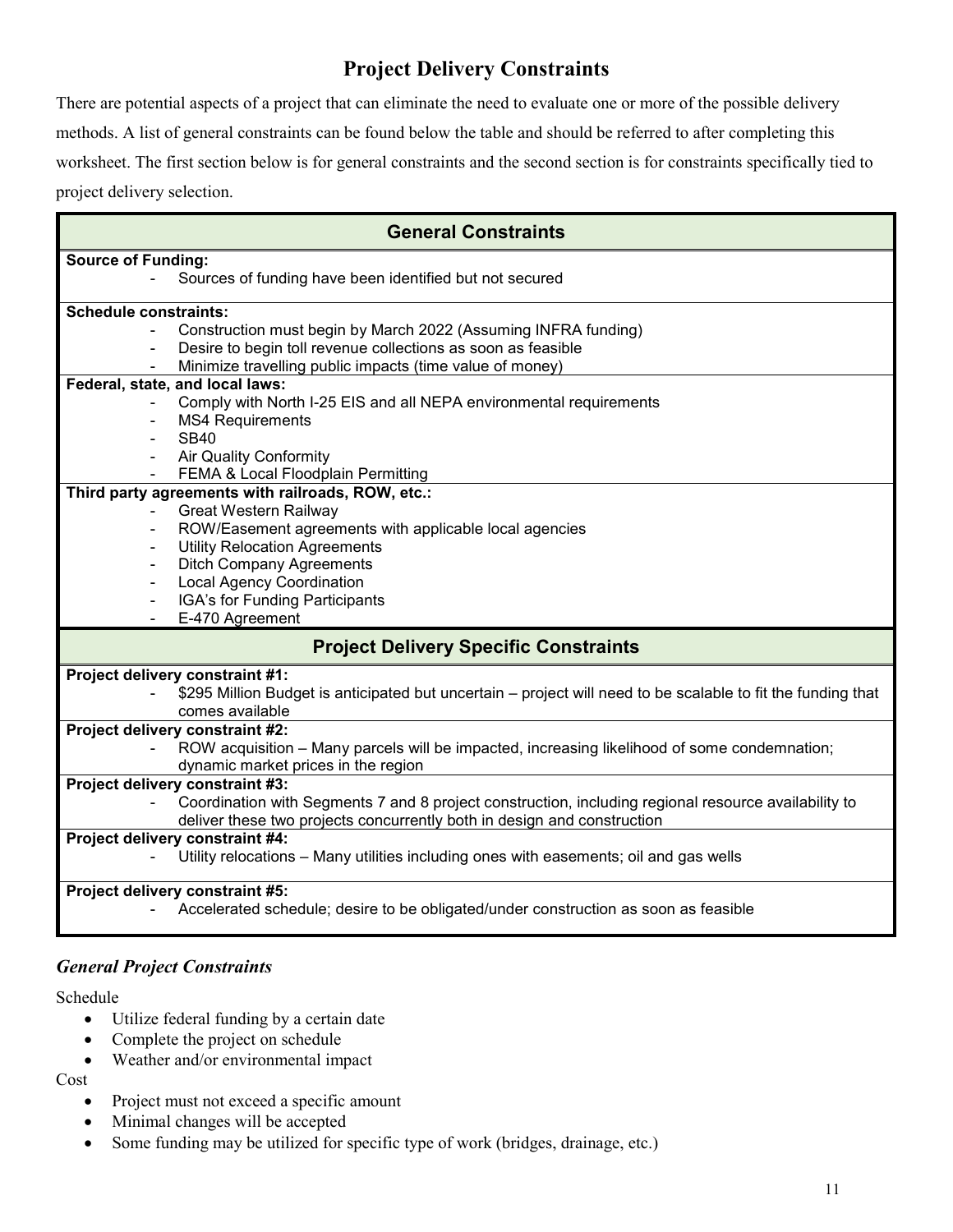## Project Delivery Constraints

There are potential aspects of a project that can eliminate the need to evaluate one or more of the possible delivery methods. A list of general constraints can be found below the table and should be referred to after completing this worksheet. The first section below is for general constraints and the second section is for constraints specifically tied to project delivery selection.

| General Constraints |
|---|
| **Source of Funding:**<br>- Sources of funding have been identified but not secured |
| **Schedule constraints:**<br>- Construction must begin by March 2022 (Assuming INFRA funding)<br>- Desire to begin toll revenue collections as soon as feasible<br>- Minimize travelling public impacts (time value of money) |
| **Federal, state, and local laws:**<br>- Comply with North I-25 EIS and all NEPA environmental requirements<br>- MS4 Requirements<br>- SB40<br>- Air Quality Conformity<br>- FEMA & Local Floodplain Permitting |
| **Third party agreements with railroads, ROW, etc.:**<br>- Great Western Railway<br>- ROW/Easement agreements with applicable local agencies<br>- Utility Relocation Agreements<br>- Ditch Company Agreements<br>- Local Agency Coordination<br>- IGA's for Funding Participants<br>- E-470 Agreement |
| **Project Delivery Specific Constraints** |
| **Project delivery constraint #1:**<br>- $295 Million Budget is anticipated but uncertain – project will need to be scalable to fit the funding that comes available |
| **Project delivery constraint #2:**<br>- ROW acquisition – Many parcels will be impacted, increasing likelihood of some condemnation; dynamic market prices in the region |
| **Project delivery constraint #3:**<br>- Coordination with Segments 7 and 8 project construction, including regional resource availability to deliver these two projects concurrently both in design and construction |
| **Project delivery constraint #4:**<br>- Utility relocations – Many utilities including ones with easements; oil and gas wells |
| **Project delivery constraint #5:**<br>- Accelerated schedule; desire to be obligated/under construction as soon as feasible |

### *General Project Constraints*

Schedule

- Utilize federal funding by a certain date
- Complete the project on schedule
- Weather and/or environmental impact

Cost

- Project must not exceed a specific amount
- Minimal changes will be accepted
- Some funding may be utilized for specific type of work (bridges, drainage, etc.)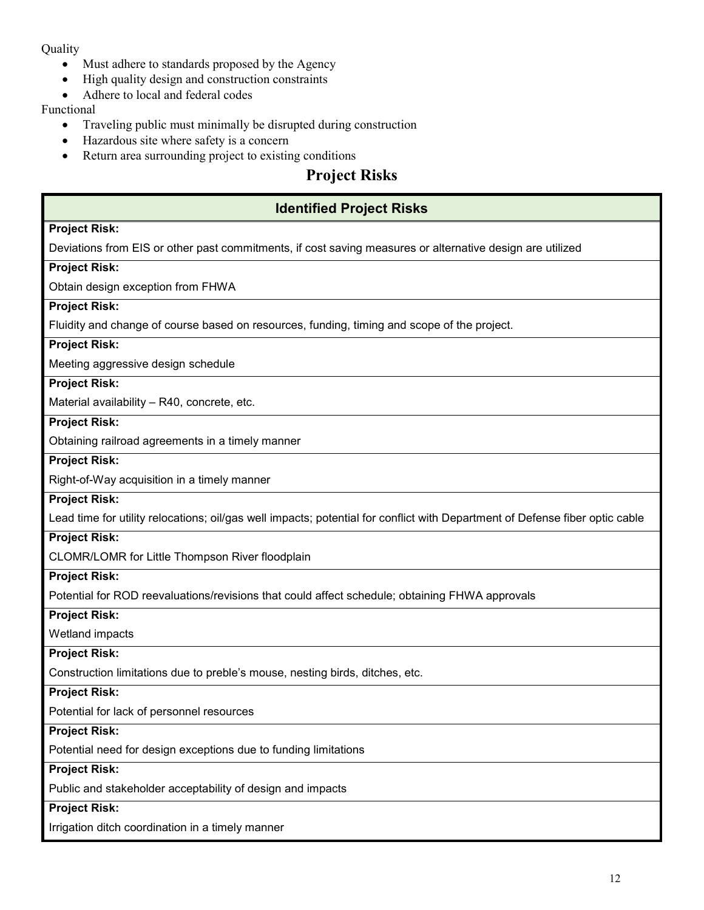Quality

- Must adhere to standards proposed by the Agency
- High quality design and construction constraints
- Adhere to local and federal codes

Functional

- Traveling public must minimally be disrupted during construction
- Hazardous site where safety is a concern
- Return area surrounding project to existing conditions

## Project Risks

| Identified Project Risks |
|---|
| **Project Risk:** |
| Deviations from EIS or other past commitments, if cost saving measures or alternative design are utilized |
| **Project Risk:** |
| Obtain design exception from FHWA |
| **Project Risk:** |
| Fluidity and change of course based on resources, funding, timing and scope of the project. |
| **Project Risk:** |
| Meeting aggressive design schedule |
| **Project Risk:** |
| Material availability – R40, concrete, etc. |
| **Project Risk:** |
| Obtaining railroad agreements in a timely manner |
| **Project Risk:** |
| Right-of-Way acquisition in a timely manner |
| **Project Risk:** |
| Lead time for utility relocations; oil/gas well impacts; potential for conflict with Department of Defense fiber optic cable |
| **Project Risk:** |
| CLOMR/LOMR for Little Thompson River floodplain |
| **Project Risk:** |
| Potential for ROD reevaluations/revisions that could affect schedule; obtaining FHWA approvals |
| **Project Risk:** |
| Wetland impacts |
| **Project Risk:** |
| Construction limitations due to preble's mouse, nesting birds, ditches, etc. |
| **Project Risk:** |
| Potential for lack of personnel resources |
| **Project Risk:** |
| Potential need for design exceptions due to funding limitations |
| **Project Risk:** |
| Public and stakeholder acceptability of design and impacts |
| **Project Risk:** |
| Irrigation ditch coordination in a timely manner |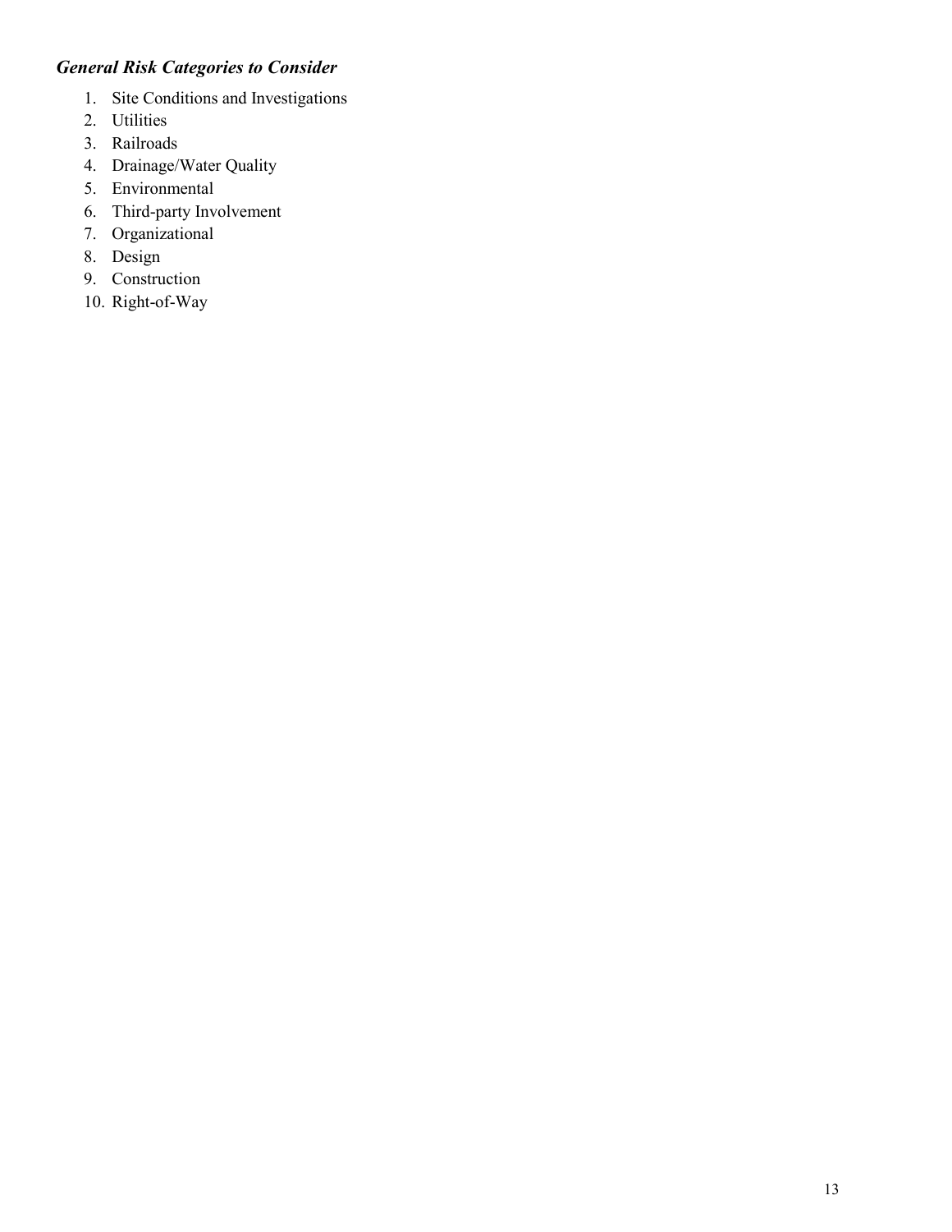***General Risk Categories to Consider***

1. Site Conditions and Investigations
2. Utilities
3. Railroads
4. Drainage/Water Quality
5. Environmental
6. Third-party Involvement
7. Organizational
8. Design
9. Construction
10. Right-of-Way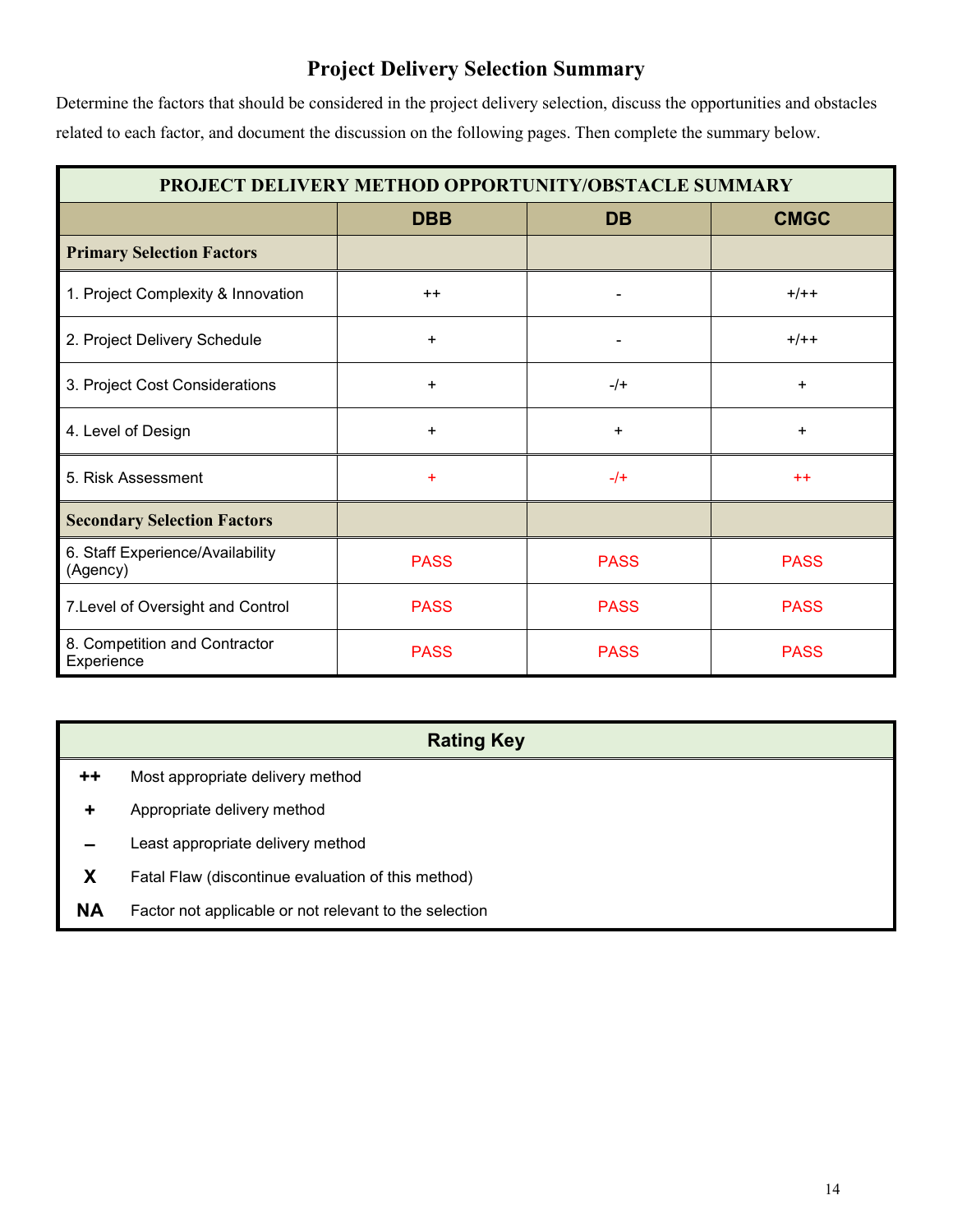# Project Delivery Selection Summary

Determine the factors that should be considered in the project delivery selection, discuss the opportunities and obstacles related to each factor, and document the discussion on the following pages. Then complete the summary below.

| PROJECT DELIVERY METHOD OPPORTUNITY/OBSTACLE SUMMARY | | | |
|---|---|---|---|
| | **DBB** | **DB** | **CMGC** |
| **Primary Selection Factors** | | | |
| 1. Project Complexity & Innovation | ++ | - | +/++ |
| 2. Project Delivery Schedule | + | - | +/++ |
| 3. Project Cost Considerations | + | -/+ | + |
| 4. Level of Design | + | + | + |
| 5. Risk Assessment | + | -/+ | ++ |
| **Secondary Selection Factors** | | | |
| 6. Staff Experience/Availability (Agency) | PASS | PASS | PASS |
| 7.Level of Oversight and Control | PASS | PASS | PASS |
| 8. Competition and Contractor Experience | PASS | PASS | PASS |

| Rating Key | |
|---|---|
| ++ | Most appropriate delivery method |
| + | Appropriate delivery method |
| – | Least appropriate delivery method |
| X | Fatal Flaw (discontinue evaluation of this method) |
| NA | Factor not applicable or not relevant to the selection |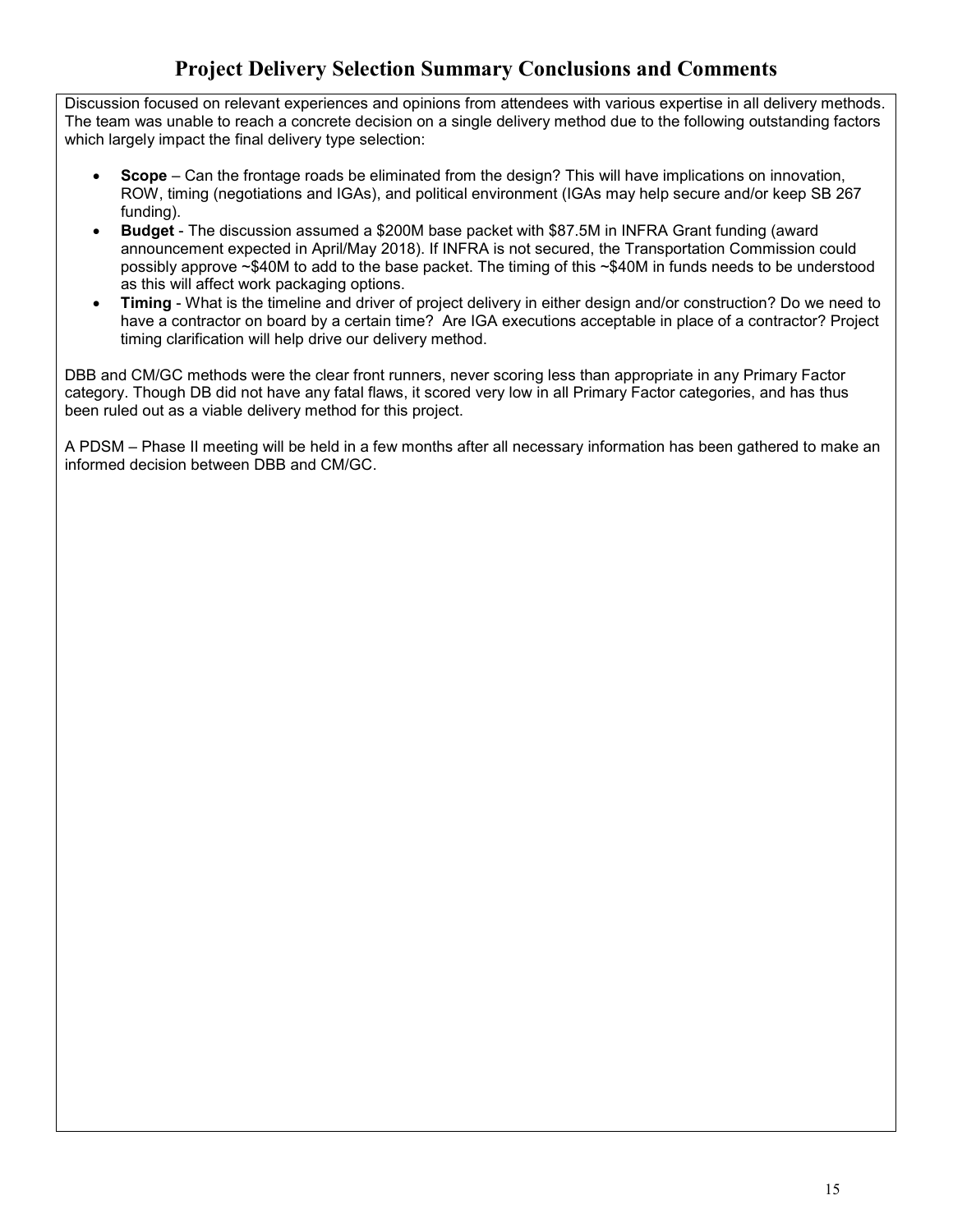# Project Delivery Selection Summary Conclusions and Comments

Discussion focused on relevant experiences and opinions from attendees with various expertise in all delivery methods. The team was unable to reach a concrete decision on a single delivery method due to the following outstanding factors which largely impact the final delivery type selection:

- **Scope** – Can the frontage roads be eliminated from the design? This will have implications on innovation, ROW, timing (negotiations and IGAs), and political environment (IGAs may help secure and/or keep SB 267 funding).
- **Budget** - The discussion assumed a $200M base packet with $87.5M in INFRA Grant funding (award announcement expected in April/May 2018). If INFRA is not secured, the Transportation Commission could possibly approve ~$40M to add to the base packet. The timing of this ~$40M in funds needs to be understood as this will affect work packaging options.
- **Timing** - What is the timeline and driver of project delivery in either design and/or construction? Do we need to have a contractor on board by a certain time? Are IGA executions acceptable in place of a contractor? Project timing clarification will help drive our delivery method.

DBB and CM/GC methods were the clear front runners, never scoring less than appropriate in any Primary Factor category. Though DB did not have any fatal flaws, it scored very low in all Primary Factor categories, and has thus been ruled out as a viable delivery method for this project.

A PDSM – Phase II meeting will be held in a few months after all necessary information has been gathered to make an informed decision between DBB and CM/GC.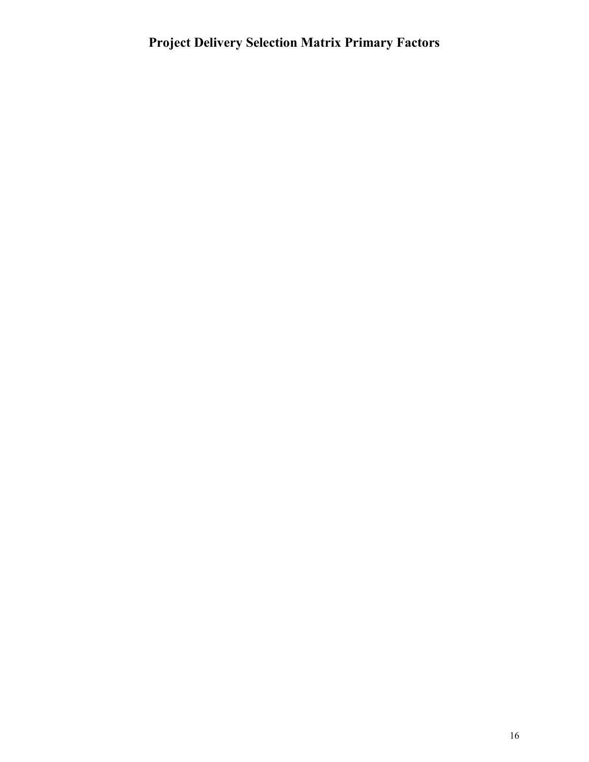# Project Delivery Selection Matrix Primary Factors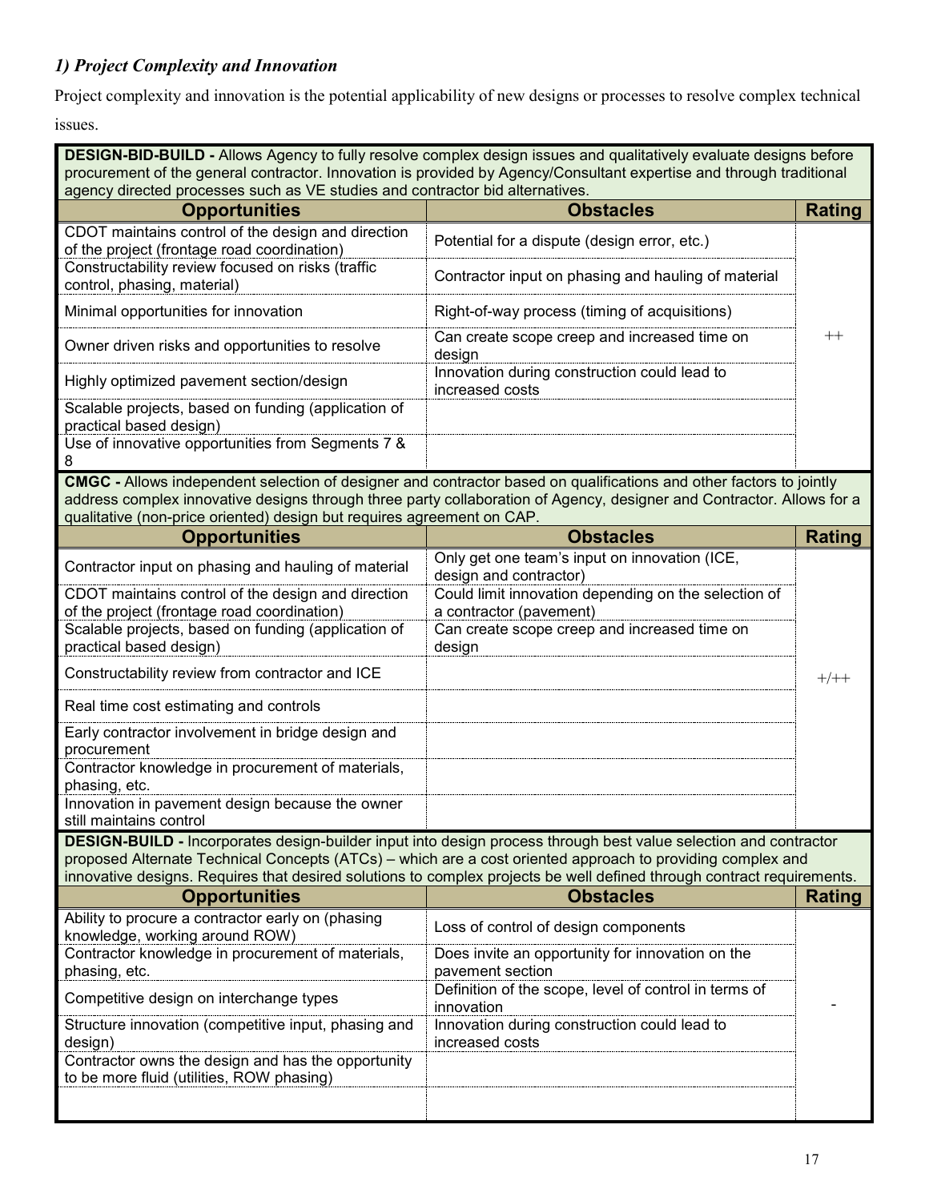### *1) Project Complexity and Innovation*

Project complexity and innovation is the potential applicability of new designs or processes to resolve complex technical issues.

**DESIGN-BID-BUILD -** Allows Agency to fully resolve complex design issues and qualitatively evaluate designs before procurement of the general contractor. Innovation is provided by Agency/Consultant expertise and through traditional agency directed processes such as VE studies and contractor bid alternatives.

| Opportunities | Obstacles | Rating |
|---|---|---|
| CDOT maintains control of the design and direction of the project (frontage road coordination) | Potential for a dispute (design error, etc.) | ++ |
| Constructability review focused on risks (traffic control, phasing, material) | Contractor input on phasing and hauling of material | |
| Minimal opportunities for innovation | Right-of-way process (timing of acquisitions) | |
| Owner driven risks and opportunities to resolve | Can create scope creep and increased time on design | |
| Highly optimized pavement section/design | Innovation during construction could lead to increased costs | |
| Scalable projects, based on funding (application of practical based design) | | |
| Use of innovative opportunities from Segments 7 & 8 | | |

**CMGC -** Allows independent selection of designer and contractor based on qualifications and other factors to jointly address complex innovative designs through three party collaboration of Agency, designer and Contractor. Allows for a qualitative (non-price oriented) design but requires agreement on CAP.

| Opportunities | Obstacles | Rating |
|---|---|---|
| Contractor input on phasing and hauling of material | Only get one team's input on innovation (ICE, design and contractor) | +/++ |
| CDOT maintains control of the design and direction of the project (frontage road coordination) | Could limit innovation depending on the selection of a contractor (pavement) | |
| Scalable projects, based on funding (application of practical based design) | Can create scope creep and increased time on design | |
| Constructability review from contractor and ICE | | |
| Real time cost estimating and controls | | |
| Early contractor involvement in bridge design and procurement | | |
| Contractor knowledge in procurement of materials, phasing, etc. | | |
| Innovation in pavement design because the owner still maintains control | | |

**DESIGN-BUILD -** Incorporates design-builder input into design process through best value selection and contractor proposed Alternate Technical Concepts (ATCs) – which are a cost oriented approach to providing complex and innovative designs. Requires that desired solutions to complex projects be well defined through contract requirements.

| Opportunities | Obstacles | Rating |
|---|---|---|
| Ability to procure a contractor early on (phasing knowledge, working around ROW) | Loss of control of design components | - |
| Contractor knowledge in procurement of materials, phasing, etc. | Does invite an opportunity for innovation on the pavement section | |
| Competitive design on interchange types | Definition of the scope, level of control in terms of innovation | |
| Structure innovation (competitive input, phasing and design) | Innovation during construction could lead to increased costs | |
| Contractor owns the design and has the opportunity to be more fluid (utilities, ROW phasing) | | |
| | | |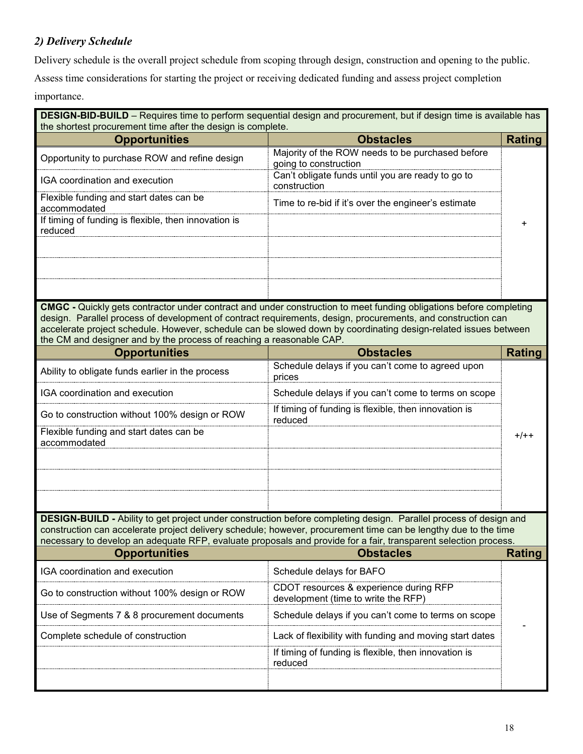### *2) Delivery Schedule*

Delivery schedule is the overall project schedule from scoping through design, construction and opening to the public. Assess time considerations for starting the project or receiving dedicated funding and assess project completion importance.

**DESIGN-BID-BUILD** – Requires time to perform sequential design and procurement, but if design time is available has the shortest procurement time after the design is complete.

| Opportunities | Obstacles | Rating |
|---|---|---|
| Opportunity to purchase ROW and refine design | Majority of the ROW needs to be purchased before going to construction | + |
| IGA coordination and execution | Can't obligate funds until you are ready to go to construction | |
| Flexible funding and start dates can be accommodated | Time to re-bid if it's over the engineer's estimate | |
| If timing of funding is flexible, then innovation is reduced | | |
| | | |
| | | |
| | | |

**CMGC -** Quickly gets contractor under contract and under construction to meet funding obligations before completing design. Parallel process of development of contract requirements, design, procurements, and construction can accelerate project schedule. However, schedule can be slowed down by coordinating design-related issues between the CM and designer and by the process of reaching a reasonable CAP.

| Opportunities | Obstacles | Rating |
|---|---|---|
| Ability to obligate funds earlier in the process | Schedule delays if you can't come to agreed upon prices | +/++ |
| IGA coordination and execution | Schedule delays if you can't come to terms on scope | |
| Go to construction without 100% design or ROW | If timing of funding is flexible, then innovation is reduced | |
| Flexible funding and start dates can be accommodated | | |
| | | |
| | | |
| | | |

**DESIGN-BUILD -** Ability to get project under construction before completing design. Parallel process of design and construction can accelerate project delivery schedule; however, procurement time can be lengthy due to the time necessary to develop an adequate RFP, evaluate proposals and provide for a fair, transparent selection process.

| Opportunities | Obstacles | Rating |
|---|---|---|
| IGA coordination and execution | Schedule delays for BAFO | - |
| Go to construction without 100% design or ROW | CDOT resources & experience during RFP development (time to write the RFP) | |
| Use of Segments 7 & 8 procurement documents | Schedule delays if you can't come to terms on scope | |
| Complete schedule of construction | Lack of flexibility with funding and moving start dates | |
| | If timing of funding is flexible, then innovation is reduced | |
| | | |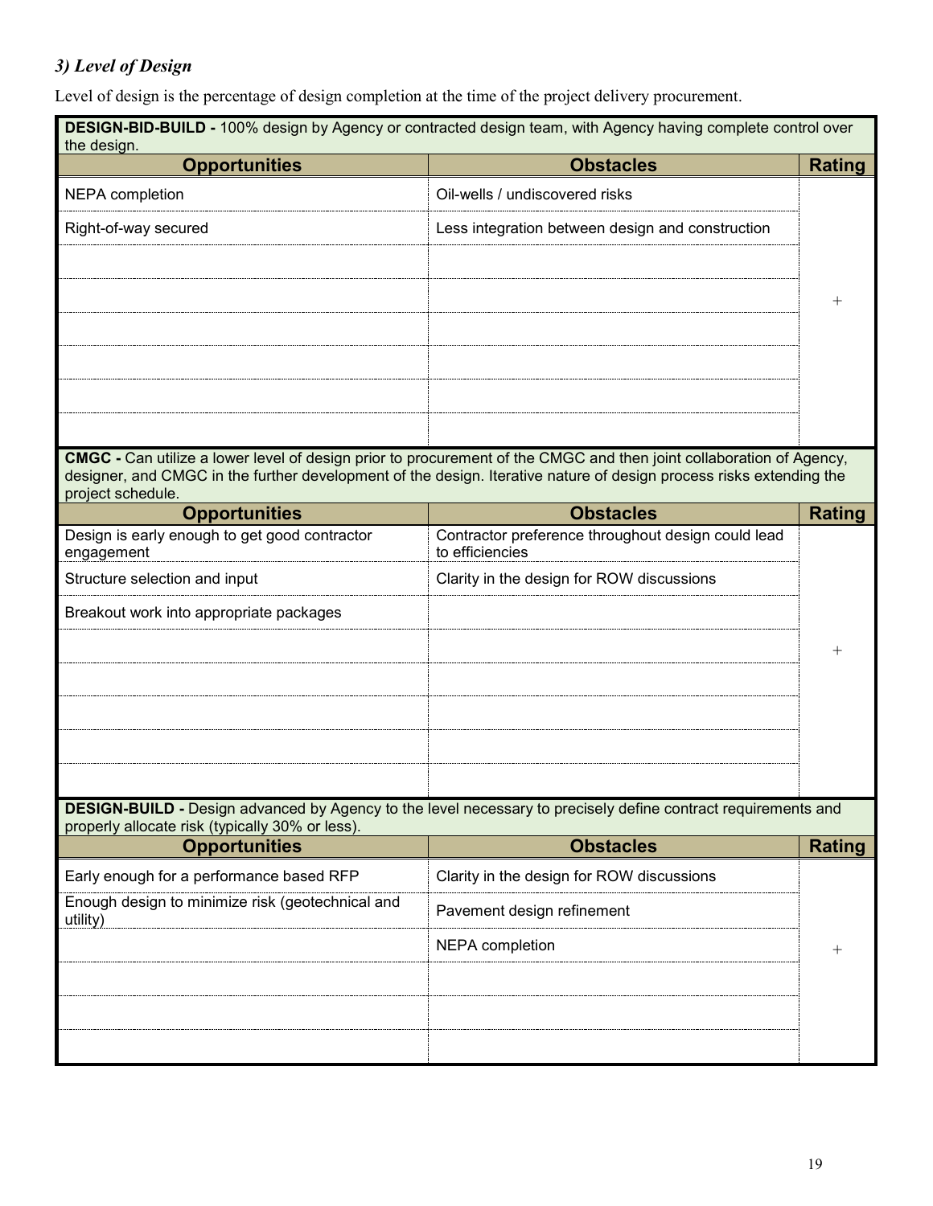### *3) Level of Design*

Level of design is the percentage of design completion at the time of the project delivery procurement.

| **DESIGN-BID-BUILD -** 100% design by Agency or contracted design team, with Agency having complete control over the design. | | |
|---|---|---|
| **Opportunities** | **Obstacles** | **Rating** |
| NEPA completion | Oil-wells / undiscovered risks | + |
| Right-of-way secured | Less integration between design and construction | |
| | | |
| | | |
| | | |
| | | |
| | | |
| | | |

| **CMGC -** Can utilize a lower level of design prior to procurement of the CMGC and then joint collaboration of Agency, designer, and CMGC in the further development of the design. Iterative nature of design process risks extending the project schedule. | | |
|---|---|---|
| **Opportunities** | **Obstacles** | **Rating** |
| Design is early enough to get good contractor engagement | Contractor preference throughout design could lead to efficiencies | + |
| Structure selection and input | Clarity in the design for ROW discussions | |
| Breakout work into appropriate packages | | |
| | | |
| | | |
| | | |
| | | |
| | | |

| **DESIGN-BUILD -** Design advanced by Agency to the level necessary to precisely define contract requirements and properly allocate risk (typically 30% or less). | | |
|---|---|---|
| **Opportunities** | **Obstacles** | **Rating** |
| Early enough for a performance based RFP | Clarity in the design for ROW discussions | + |
| Enough design to minimize risk (geotechnical and utility) | Pavement design refinement | |
| | NEPA completion | |
| | | |
| | | |
| | | |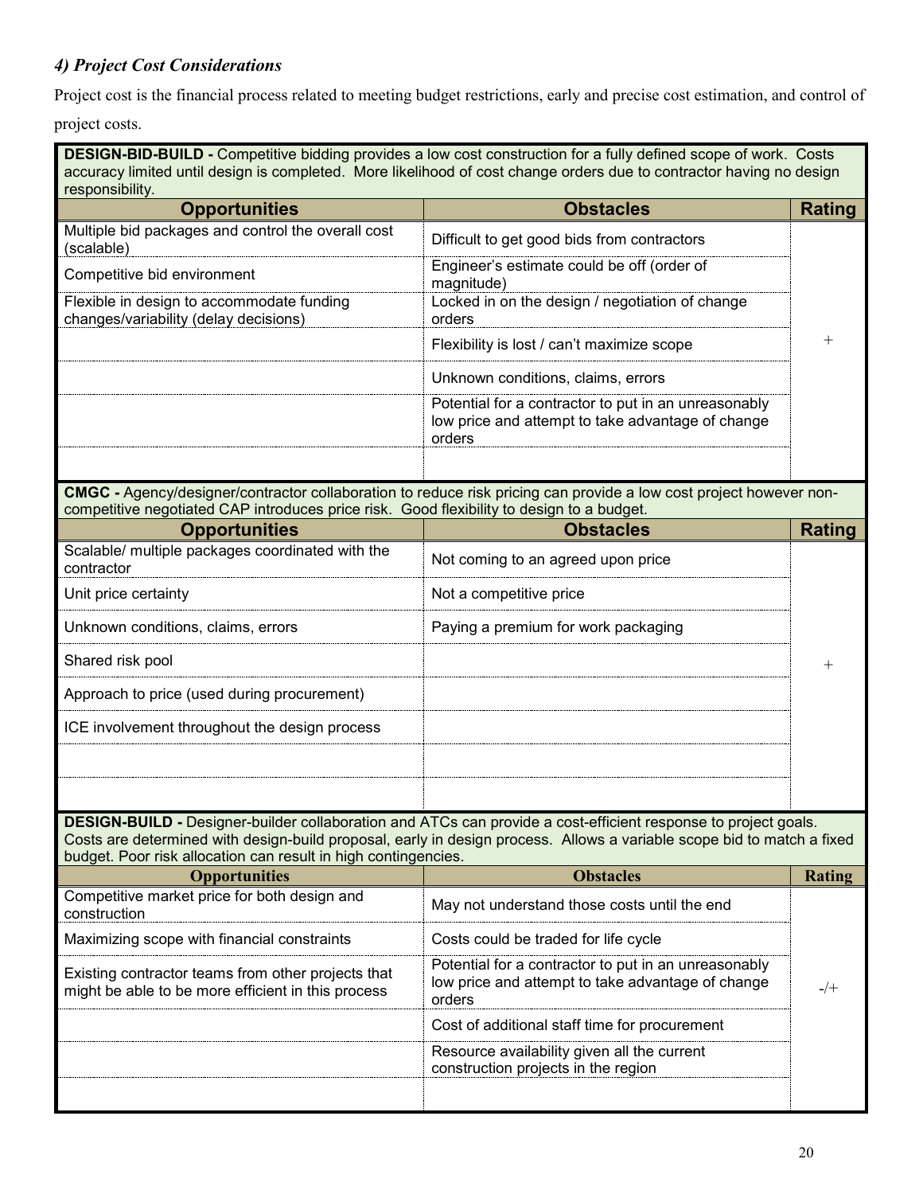#### *4) Project Cost Considerations*

Project cost is the financial process related to meeting budget restrictions, early and precise cost estimation, and control of project costs.

**DESIGN-BID-BUILD -** Competitive bidding provides a low cost construction for a fully defined scope of work. Costs accuracy limited until design is completed. More likelihood of cost change orders due to contractor having no design responsibility.

| Opportunities | Obstacles | Rating |
|---|---|---|
| Multiple bid packages and control the overall cost (scalable) | Difficult to get good bids from contractors | + |
| Competitive bid environment | Engineer's estimate could be off (order of magnitude) | |
| Flexible in design to accommodate funding changes/variability (delay decisions) | Locked in on the design / negotiation of change orders | |
| | Flexibility is lost / can't maximize scope | |
| | Unknown conditions, claims, errors | |
| | Potential for a contractor to put in an unreasonably low price and attempt to take advantage of change orders | |
| | | |

**CMGC -** Agency/designer/contractor collaboration to reduce risk pricing can provide a low cost project however non-competitive negotiated CAP introduces price risk. Good flexibility to design to a budget.

| Opportunities | Obstacles | Rating |
|---|---|---|
| Scalable/ multiple packages coordinated with the contractor | Not coming to an agreed upon price | + |
| Unit price certainty | Not a competitive price | |
| Unknown conditions, claims, errors | Paying a premium for work packaging | |
| Shared risk pool | | |
| Approach to price (used during procurement) | | |
| ICE involvement throughout the design process | | |
| | | |
| | | |

**DESIGN-BUILD -** Designer-builder collaboration and ATCs can provide a cost-efficient response to project goals. Costs are determined with design-build proposal, early in design process. Allows a variable scope bid to match a fixed budget. Poor risk allocation can result in high contingencies.

| Opportunities | Obstacles | Rating |
|---|---|---|
| Competitive market price for both design and construction | May not understand those costs until the end | -/+ |
| Maximizing scope with financial constraints | Costs could be traded for life cycle | |
| Existing contractor teams from other projects that might be able to be more efficient in this process | Potential for a contractor to put in an unreasonably low price and attempt to take advantage of change orders | |
| | Cost of additional staff time for procurement | |
| | Resource availability given all the current construction projects in the region | |
| | | |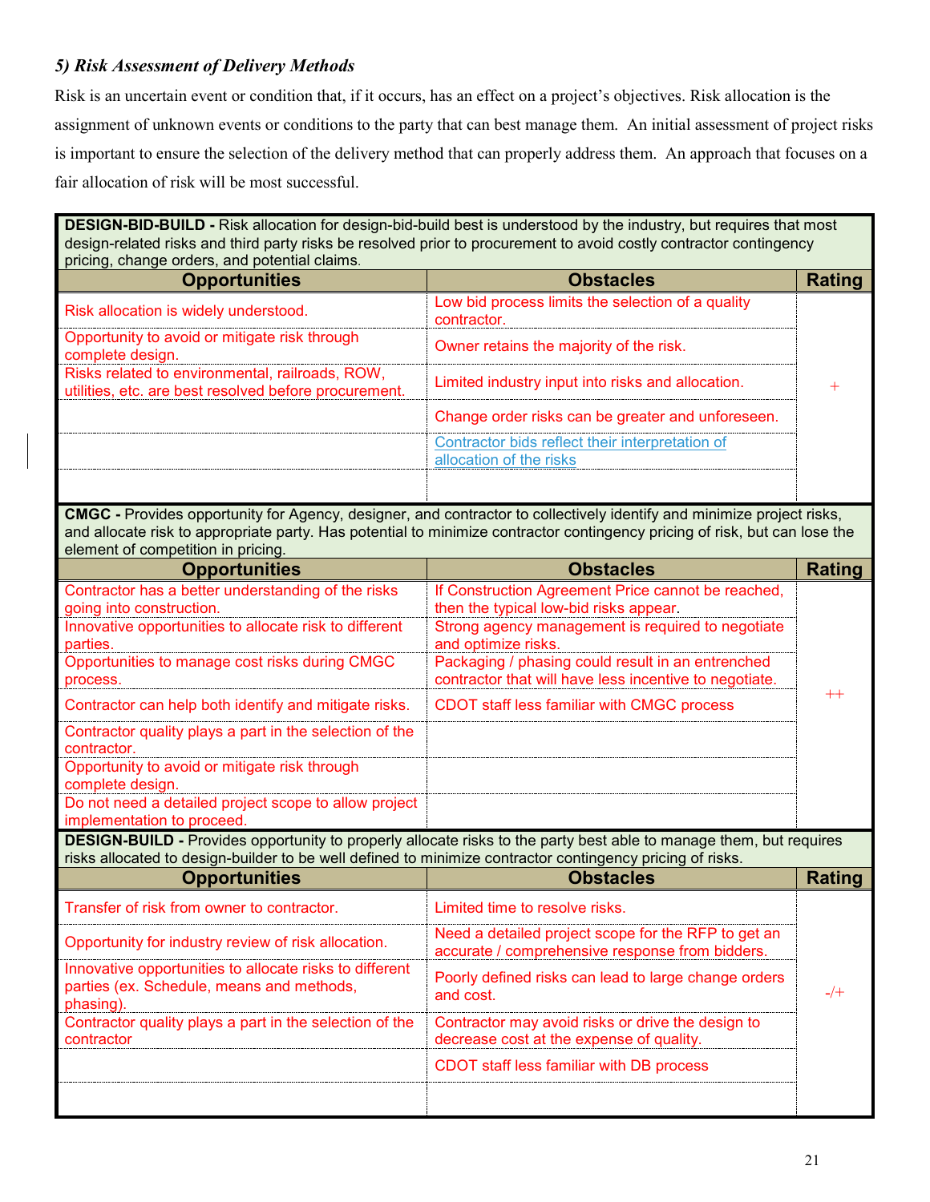### *5) Risk Assessment of Delivery Methods*

Risk is an uncertain event or condition that, if it occurs, has an effect on a project's objectives. Risk allocation is the assignment of unknown events or conditions to the party that can best manage them. An initial assessment of project risks is important to ensure the selection of the delivery method that can properly address them. An approach that focuses on a fair allocation of risk will be most successful.

**DESIGN-BID-BUILD -** Risk allocation for design-bid-build best is understood by the industry, but requires that most design-related risks and third party risks be resolved prior to procurement to avoid costly contractor contingency pricing, change orders, and potential claims.

| Opportunities | Obstacles | Rating |
|---|---|---|
| Risk allocation is widely understood. | Low bid process limits the selection of a quality contractor. | + |
| Opportunity to avoid or mitigate risk through complete design. | Owner retains the majority of the risk. | |
| Risks related to environmental, railroads, ROW, utilities, etc. are best resolved before procurement. | Limited industry input into risks and allocation. | |
| | Change order risks can be greater and unforeseen. | |
| | Contractor bids reflect their interpretation of allocation of the risks | |
| | | |

**CMGC -** Provides opportunity for Agency, designer, and contractor to collectively identify and minimize project risks, and allocate risk to appropriate party. Has potential to minimize contractor contingency pricing of risk, but can lose the element of competition in pricing.

| Opportunities | Obstacles | Rating |
|---|---|---|
| Contractor has a better understanding of the risks going into construction. | If Construction Agreement Price cannot be reached, then the typical low-bid risks appear. | ++ |
| Innovative opportunities to allocate risk to different parties. | Strong agency management is required to negotiate and optimize risks. | |
| Opportunities to manage cost risks during CMGC process. | Packaging / phasing could result in an entrenched contractor that will have less incentive to negotiate. | |
| Contractor can help both identify and mitigate risks. | CDOT staff less familiar with CMGC process | |
| Contractor quality plays a part in the selection of the contractor. | | |
| Opportunity to avoid or mitigate risk through complete design. | | |
| Do not need a detailed project scope to allow project implementation to proceed. | | |

**DESIGN-BUILD -** Provides opportunity to properly allocate risks to the party best able to manage them, but requires risks allocated to design-builder to be well defined to minimize contractor contingency pricing of risks.

| Opportunities | Obstacles | Rating |
|---|---|---|
| Transfer of risk from owner to contractor. | Limited time to resolve risks. | -/+ |
| Opportunity for industry review of risk allocation. | Need a detailed project scope for the RFP to get an accurate / comprehensive response from bidders. | |
| Innovative opportunities to allocate risks to different parties (ex. Schedule, means and methods, phasing). | Poorly defined risks can lead to large change orders and cost. | |
| Contractor quality plays a part in the selection of the contractor | Contractor may avoid risks or drive the design to decrease cost at the expense of quality. | |
| | CDOT staff less familiar with DB process | |
| | | |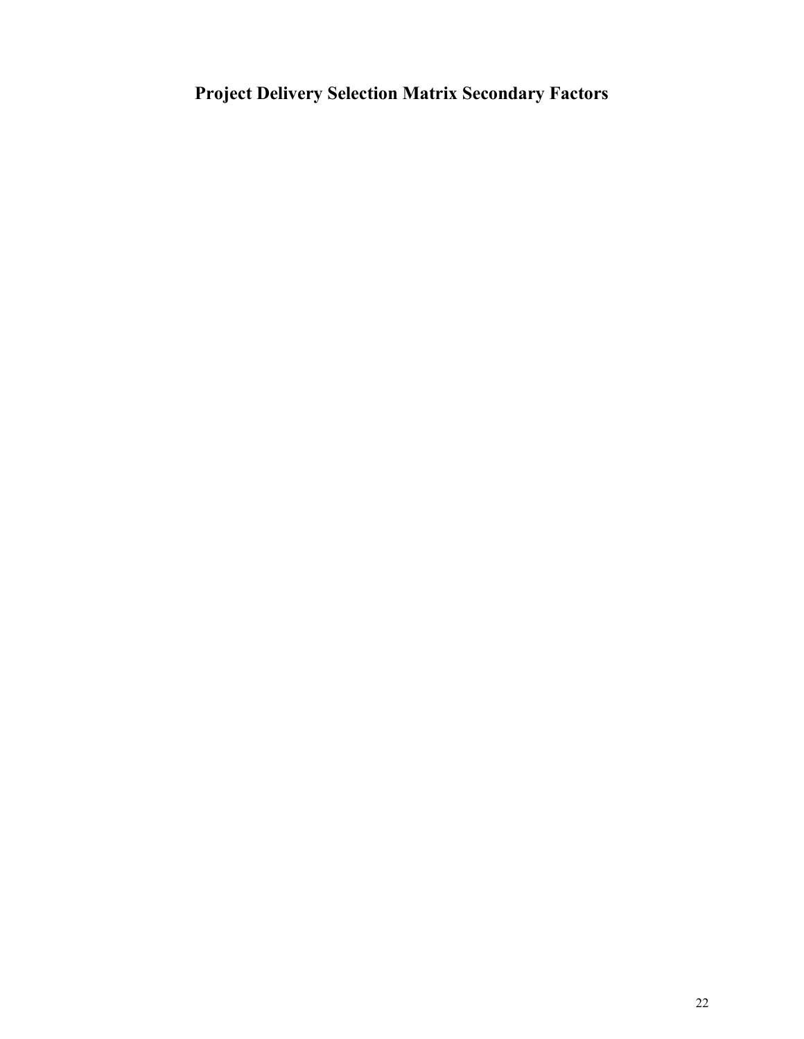# Project Delivery Selection Matrix Secondary Factors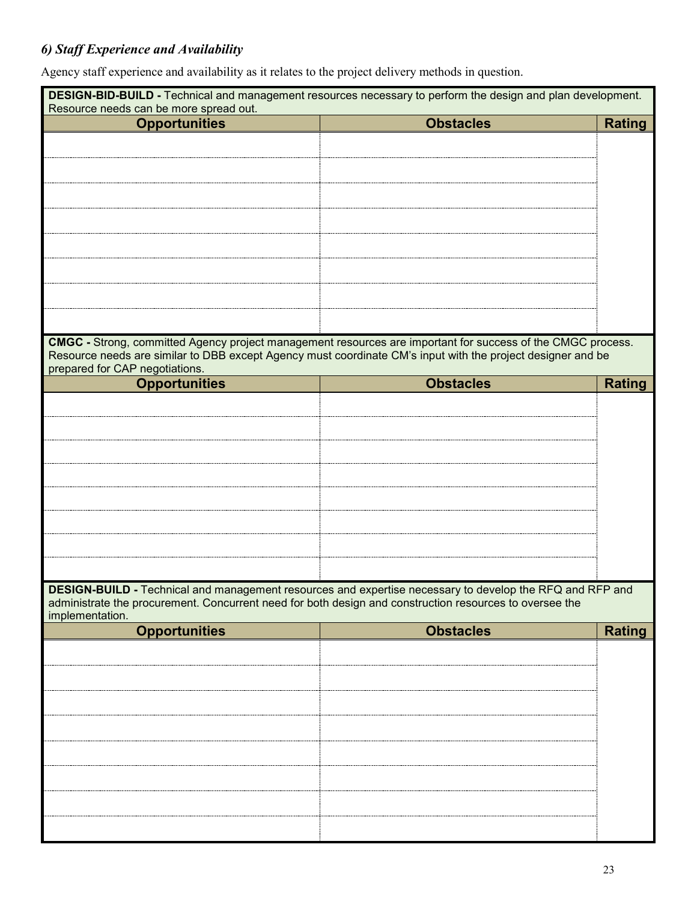### *6) Staff Experience and Availability*

Agency staff experience and availability as it relates to the project delivery methods in question.

**DESIGN-BID-BUILD -** Technical and management resources necessary to perform the design and plan development. Resource needs can be more spread out.

| Opportunities | Obstacles | Rating |
|---|---|---|
| | | |
| | | |
| | | |
| | | |
| | | |
| | | |
| | | |
| | | |

**CMGC -** Strong, committed Agency project management resources are important for success of the CMGC process. Resource needs are similar to DBB except Agency must coordinate CM's input with the project designer and be prepared for CAP negotiations.

| Opportunities | Obstacles | Rating |
|---|---|---|
| | | |
| | | |
| | | |
| | | |
| | | |
| | | |
| | | |
| | | |

**DESIGN-BUILD -** Technical and management resources and expertise necessary to develop the RFQ and RFP and administrate the procurement. Concurrent need for both design and construction resources to oversee the implementation.

| Opportunities | Obstacles | Rating |
|---|---|---|
| | | |
| | | |
| | | |
| | | |
| | | |
| | | |
| | | |
| | | |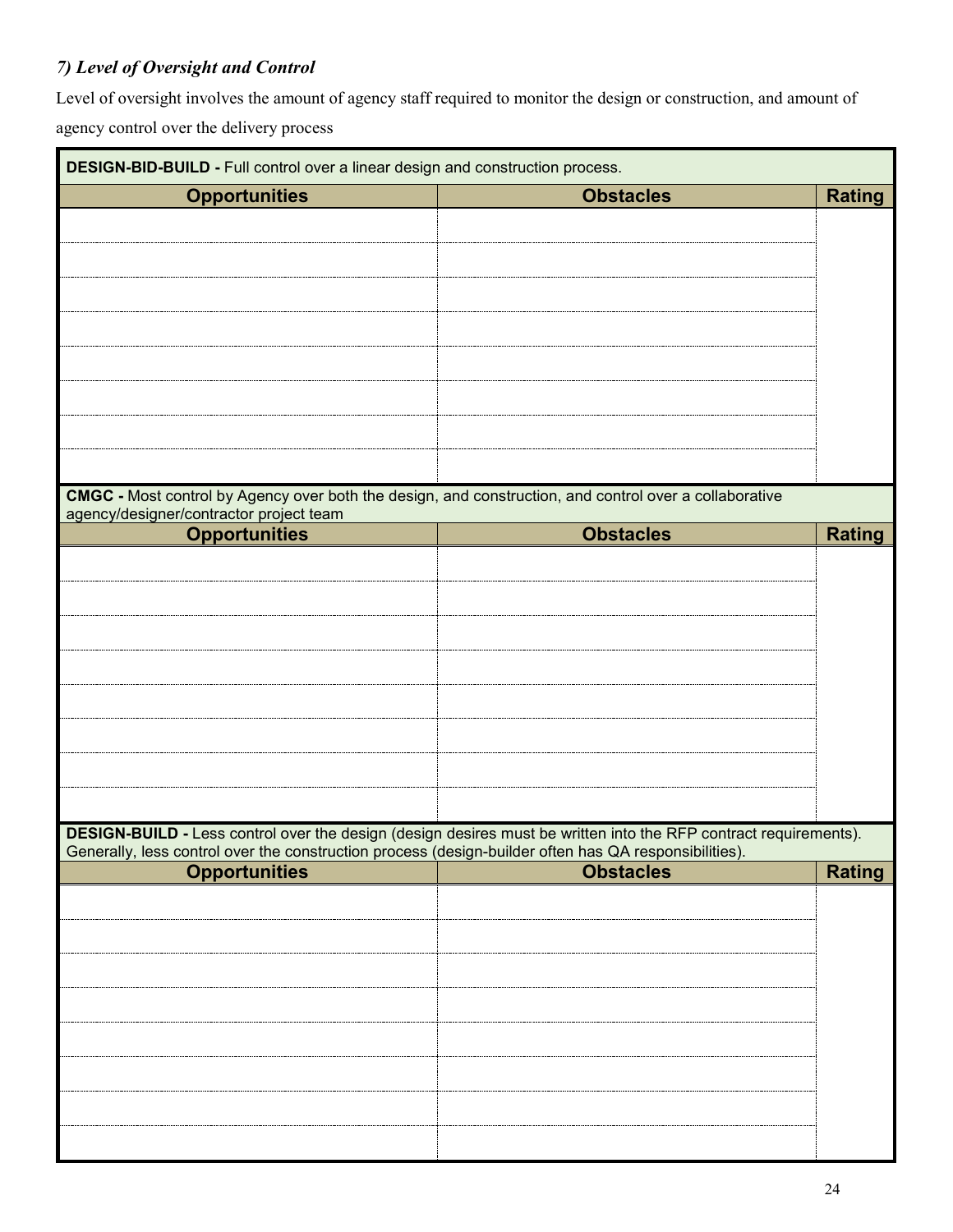### *7) Level of Oversight and Control*

Level of oversight involves the amount of agency staff required to monitor the design or construction, and amount of agency control over the delivery process

| **DESIGN-BID-BUILD -** Full control over a linear design and construction process. | | |
|---|---|---|
| **Opportunities** | **Obstacles** | **Rating** |
| | | |
| | | |
| | | |
| | | |
| | | |
| | | |
| | | |
| | | |

| **CMGC -** Most control by Agency over both the design, and construction, and control over a collaborative agency/designer/contractor project team | | |
|---|---|---|
| **Opportunities** | **Obstacles** | **Rating** |
| | | |
| | | |
| | | |
| | | |
| | | |
| | | |
| | | |
| | | |

| **DESIGN-BUILD -** Less control over the design (design desires must be written into the RFP contract requirements). Generally, less control over the construction process (design-builder often has QA responsibilities). | | |
|---|---|---|
| **Opportunities** | **Obstacles** | **Rating** |
| | | |
| | | |
| | | |
| | | |
| | | |
| | | |
| | | |
| | | |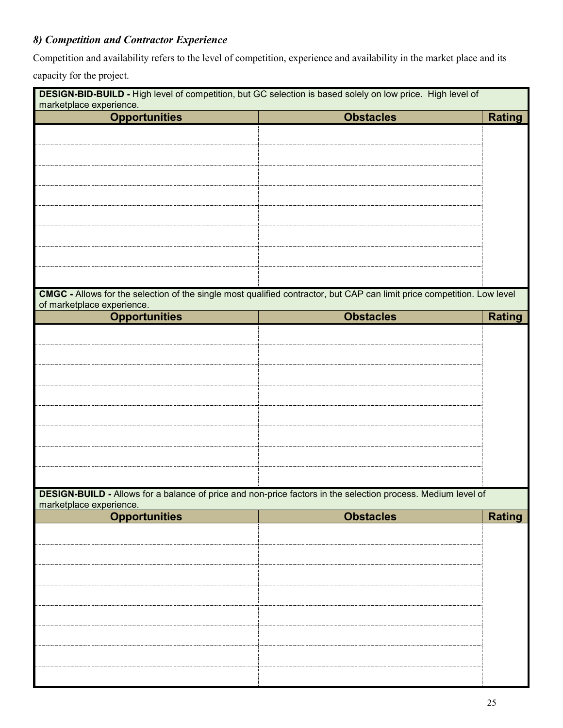### *8) Competition and Contractor Experience*

Competition and availability refers to the level of competition, experience and availability in the market place and its capacity for the project.

| **DESIGN-BID-BUILD -** High level of competition, but GC selection is based solely on low price. High level of marketplace experience. | | |
|---|---|---|
| **Opportunities** | **Obstacles** | **Rating** |
| | | |
| | | |
| | | |
| | | |
| | | |
| | | |
| | | |
| | | |

| **CMGC -** Allows for the selection of the single most qualified contractor, but CAP can limit price competition. Low level of marketplace experience. | | |
|---|---|---|
| **Opportunities** | **Obstacles** | **Rating** |
| | | |
| | | |
| | | |
| | | |
| | | |
| | | |
| | | |
| | | |

| **DESIGN-BUILD -** Allows for a balance of price and non-price factors in the selection process. Medium level of marketplace experience. | | |
|---|---|---|
| **Opportunities** | **Obstacles** | **Rating** |
| | | |
| | | |
| | | |
| | | |
| | | |
| | | |
| | | |
| | | |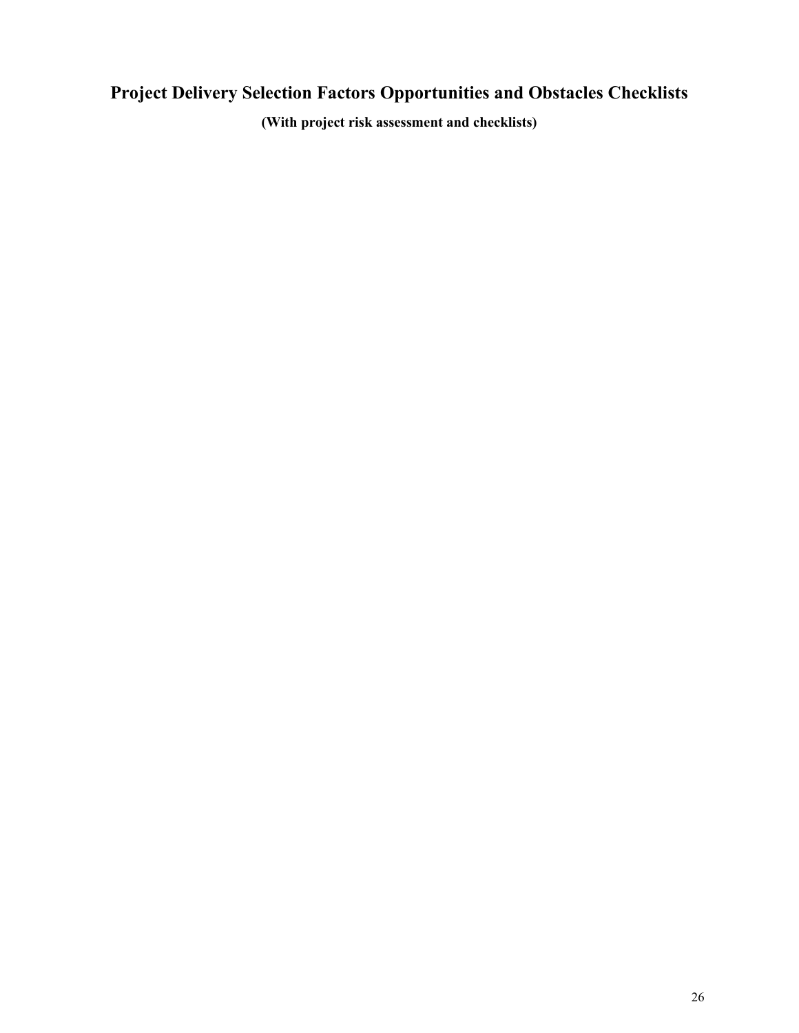# Project Delivery Selection Factors Opportunities and Obstacles Checklists

**(With project risk assessment and checklists)**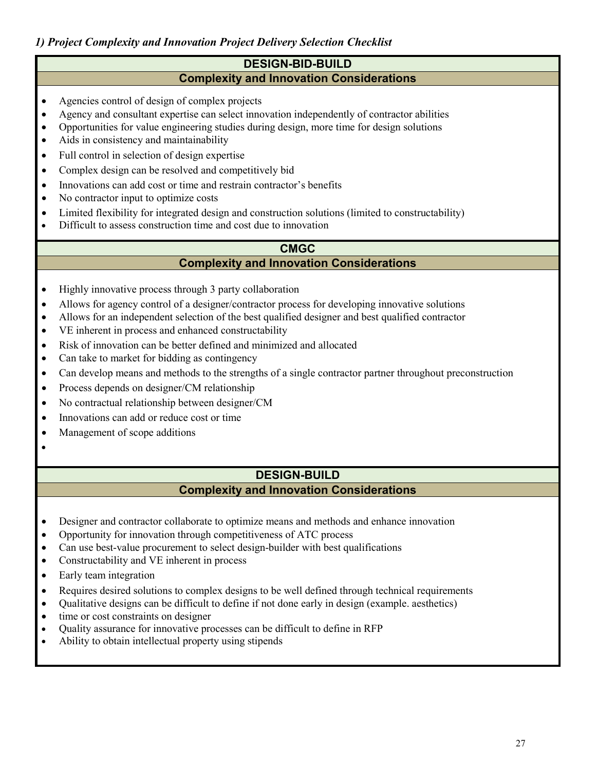*1) Project Complexity and Innovation Project Delivery Selection Checklist*

## DESIGN-BID-BUILD

### Complexity and Innovation Considerations

- Agencies control of design of complex projects
- Agency and consultant expertise can select innovation independently of contractor abilities
- Opportunities for value engineering studies during design, more time for design solutions
- Aids in consistency and maintainability
- Full control in selection of design expertise
- Complex design can be resolved and competitively bid
- Innovations can add cost or time and restrain contractor's benefits
- No contractor input to optimize costs
- Limited flexibility for integrated design and construction solutions (limited to constructability)
- Difficult to assess construction time and cost due to innovation

## CMGC

### Complexity and Innovation Considerations

- Highly innovative process through 3 party collaboration
- Allows for agency control of a designer/contractor process for developing innovative solutions
- Allows for an independent selection of the best qualified designer and best qualified contractor
- VE inherent in process and enhanced constructability
- Risk of innovation can be better defined and minimized and allocated
- Can take to market for bidding as contingency
- Can develop means and methods to the strengths of a single contractor partner throughout preconstruction
- Process depends on designer/CM relationship
- No contractual relationship between designer/CM
- Innovations can add or reduce cost or time
- Management of scope additions

## DESIGN-BUILD

### Complexity and Innovation Considerations

- Designer and contractor collaborate to optimize means and methods and enhance innovation
- Opportunity for innovation through competitiveness of ATC process
- Can use best-value procurement to select design-builder with best qualifications
- Constructability and VE inherent in process
- Early team integration
- Requires desired solutions to complex designs to be well defined through technical requirements
- Qualitative designs can be difficult to define if not done early in design (example. aesthetics)
- time or cost constraints on designer
- Quality assurance for innovative processes can be difficult to define in RFP
- Ability to obtain intellectual property using stipends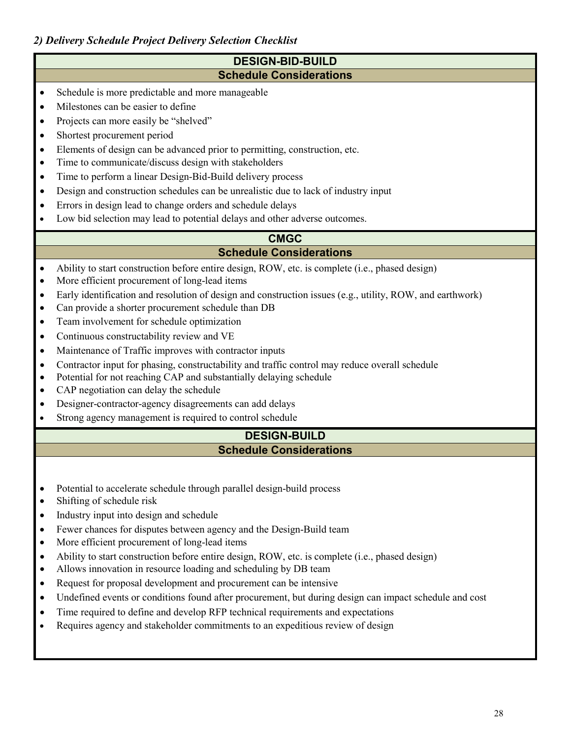*2) Delivery Schedule Project Delivery Selection Checklist*

## DESIGN-BID-BUILD

### Schedule Considerations

- Schedule is more predictable and more manageable
- Milestones can be easier to define
- Projects can more easily be "shelved"
- Shortest procurement period
- Elements of design can be advanced prior to permitting, construction, etc.
- Time to communicate/discuss design with stakeholders
- Time to perform a linear Design-Bid-Build delivery process
- Design and construction schedules can be unrealistic due to lack of industry input
- Errors in design lead to change orders and schedule delays
- Low bid selection may lead to potential delays and other adverse outcomes.

## CMGC

### Schedule Considerations

- Ability to start construction before entire design, ROW, etc. is complete (i.e., phased design)
- More efficient procurement of long-lead items
- Early identification and resolution of design and construction issues (e.g., utility, ROW, and earthwork)
- Can provide a shorter procurement schedule than DB
- Team involvement for schedule optimization
- Continuous constructability review and VE
- Maintenance of Traffic improves with contractor inputs
- Contractor input for phasing, constructability and traffic control may reduce overall schedule
- Potential for not reaching CAP and substantially delaying schedule
- CAP negotiation can delay the schedule
- Designer-contractor-agency disagreements can add delays
- Strong agency management is required to control schedule

## DESIGN-BUILD

### Schedule Considerations

- Potential to accelerate schedule through parallel design-build process
- Shifting of schedule risk
- Industry input into design and schedule
- Fewer chances for disputes between agency and the Design-Build team
- More efficient procurement of long-lead items
- Ability to start construction before entire design, ROW, etc. is complete (i.e., phased design)
- Allows innovation in resource loading and scheduling by DB team
- Request for proposal development and procurement can be intensive
- Undefined events or conditions found after procurement, but during design can impact schedule and cost
- Time required to define and develop RFP technical requirements and expectations
- Requires agency and stakeholder commitments to an expeditious review of design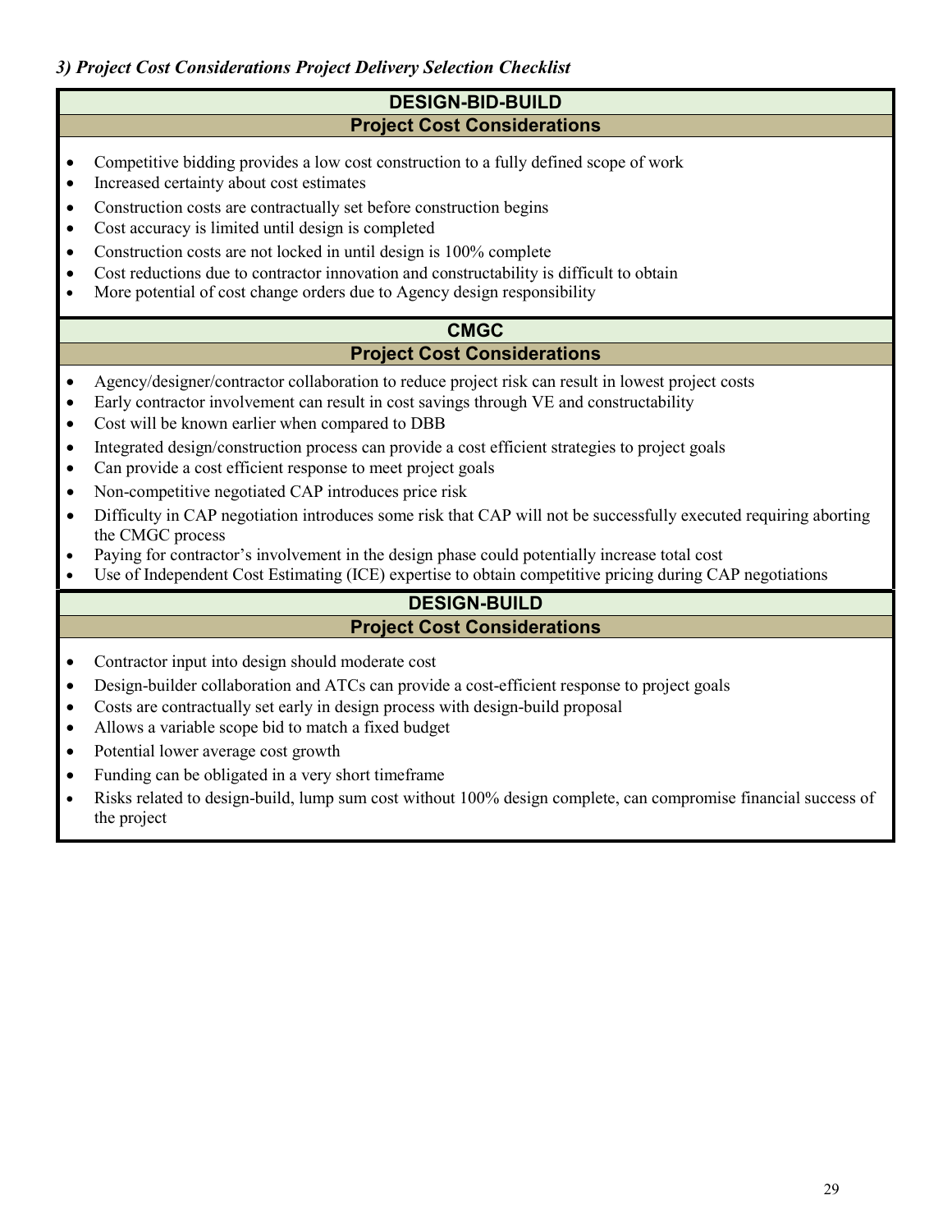*3) Project Cost Considerations Project Delivery Selection Checklist*

## DESIGN-BID-BUILD

### Project Cost Considerations

- Competitive bidding provides a low cost construction to a fully defined scope of work
- Increased certainty about cost estimates
- Construction costs are contractually set before construction begins
- Cost accuracy is limited until design is completed
- Construction costs are not locked in until design is 100% complete
- Cost reductions due to contractor innovation and constructability is difficult to obtain
- More potential of cost change orders due to Agency design responsibility

## CMGC

### Project Cost Considerations

- Agency/designer/contractor collaboration to reduce project risk can result in lowest project costs
- Early contractor involvement can result in cost savings through VE and constructability
- Cost will be known earlier when compared to DBB
- Integrated design/construction process can provide a cost efficient strategies to project goals
- Can provide a cost efficient response to meet project goals
- Non-competitive negotiated CAP introduces price risk
- Difficulty in CAP negotiation introduces some risk that CAP will not be successfully executed requiring aborting the CMGC process
- Paying for contractor's involvement in the design phase could potentially increase total cost
- Use of Independent Cost Estimating (ICE) expertise to obtain competitive pricing during CAP negotiations

## DESIGN-BUILD

### Project Cost Considerations

- Contractor input into design should moderate cost
- Design-builder collaboration and ATCs can provide a cost-efficient response to project goals
- Costs are contractually set early in design process with design-build proposal
- Allows a variable scope bid to match a fixed budget
- Potential lower average cost growth
- Funding can be obligated in a very short timeframe
- Risks related to design-build, lump sum cost without 100% design complete, can compromise financial success of the project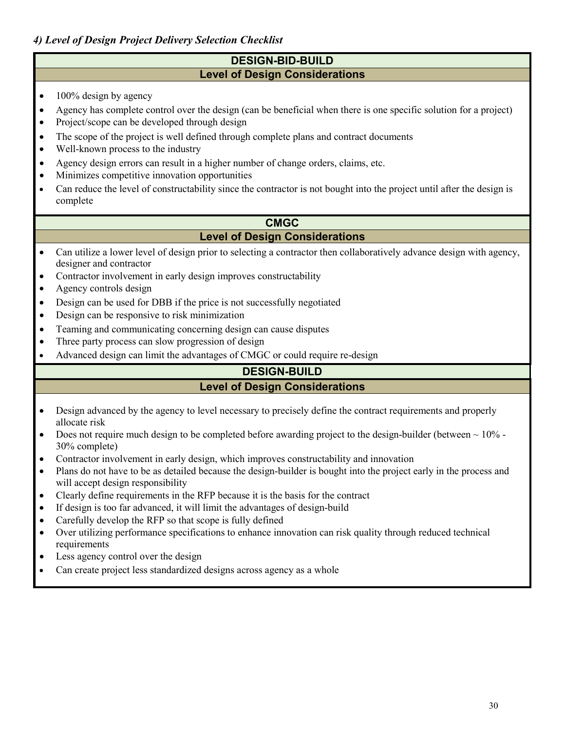#### *4) Level of Design Project Delivery Selection Checklist*

### DESIGN-BID-BUILD

#### Level of Design Considerations

- 100% design by agency
- Agency has complete control over the design (can be beneficial when there is one specific solution for a project)
- Project/scope can be developed through design
- The scope of the project is well defined through complete plans and contract documents
- Well-known process to the industry
- Agency design errors can result in a higher number of change orders, claims, etc.
- Minimizes competitive innovation opportunities
- Can reduce the level of constructability since the contractor is not bought into the project until after the design is complete

### CMGC

#### Level of Design Considerations

- Can utilize a lower level of design prior to selecting a contractor then collaboratively advance design with agency, designer and contractor
- Contractor involvement in early design improves constructability
- Agency controls design
- Design can be used for DBB if the price is not successfully negotiated
- Design can be responsive to risk minimization
- Teaming and communicating concerning design can cause disputes
- Three party process can slow progression of design
- Advanced design can limit the advantages of CMGC or could require re-design

### DESIGN-BUILD

#### Level of Design Considerations

- Design advanced by the agency to level necessary to precisely define the contract requirements and properly allocate risk
- Does not require much design to be completed before awarding project to the design-builder (between ~ 10% - 30% complete)
- Contractor involvement in early design, which improves constructability and innovation
- Plans do not have to be as detailed because the design-builder is bought into the project early in the process and will accept design responsibility
- Clearly define requirements in the RFP because it is the basis for the contract
- If design is too far advanced, it will limit the advantages of design-build
- Carefully develop the RFP so that scope is fully defined
- Over utilizing performance specifications to enhance innovation can risk quality through reduced technical requirements
- Less agency control over the design
- Can create project less standardized designs across agency as a whole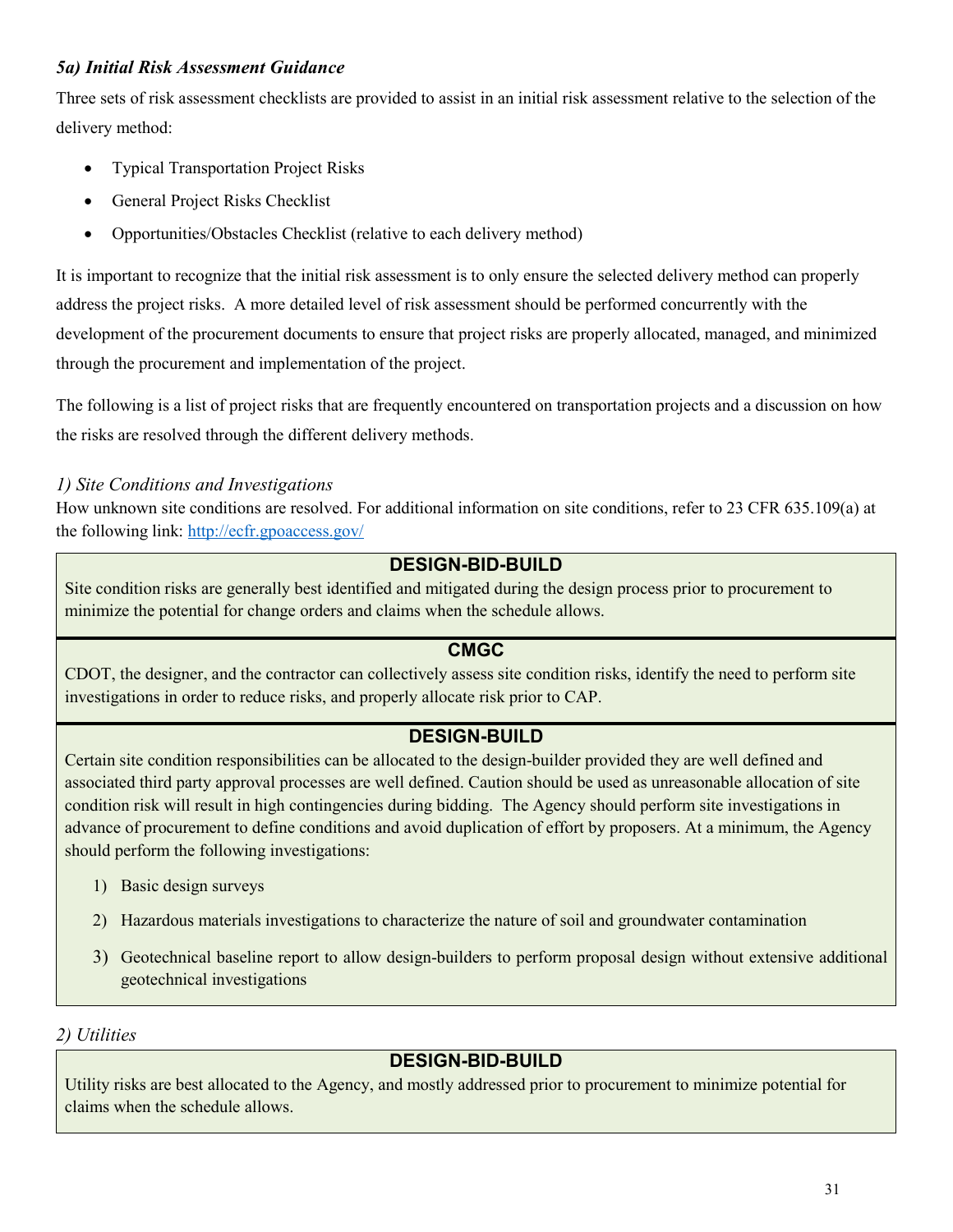### *5a) Initial Risk Assessment Guidance*

Three sets of risk assessment checklists are provided to assist in an initial risk assessment relative to the selection of the delivery method:

- Typical Transportation Project Risks
- General Project Risks Checklist
- Opportunities/Obstacles Checklist (relative to each delivery method)

It is important to recognize that the initial risk assessment is to only ensure the selected delivery method can properly address the project risks. A more detailed level of risk assessment should be performed concurrently with the development of the procurement documents to ensure that project risks are properly allocated, managed, and minimized through the procurement and implementation of the project.

The following is a list of project risks that are frequently encountered on transportation projects and a discussion on how the risks are resolved through the different delivery methods.

*1) Site Conditions and Investigations*

How unknown site conditions are resolved. For additional information on site conditions, refer to 23 CFR 635.109(a) at the following link: http://ecfr.gpoaccess.gov/

**DESIGN-BID-BUILD**

Site condition risks are generally best identified and mitigated during the design process prior to procurement to minimize the potential for change orders and claims when the schedule allows.

**CMGC**

CDOT, the designer, and the contractor can collectively assess site condition risks, identify the need to perform site investigations in order to reduce risks, and properly allocate risk prior to CAP.

**DESIGN-BUILD**

Certain site condition responsibilities can be allocated to the design-builder provided they are well defined and associated third party approval processes are well defined. Caution should be used as unreasonable allocation of site condition risk will result in high contingencies during bidding. The Agency should perform site investigations in advance of procurement to define conditions and avoid duplication of effort by proposers. At a minimum, the Agency should perform the following investigations:

1) Basic design surveys
2) Hazardous materials investigations to characterize the nature of soil and groundwater contamination
3) Geotechnical baseline report to allow design-builders to perform proposal design without extensive additional geotechnical investigations

*2) Utilities*

**DESIGN-BID-BUILD**

Utility risks are best allocated to the Agency, and mostly addressed prior to procurement to minimize potential for claims when the schedule allows.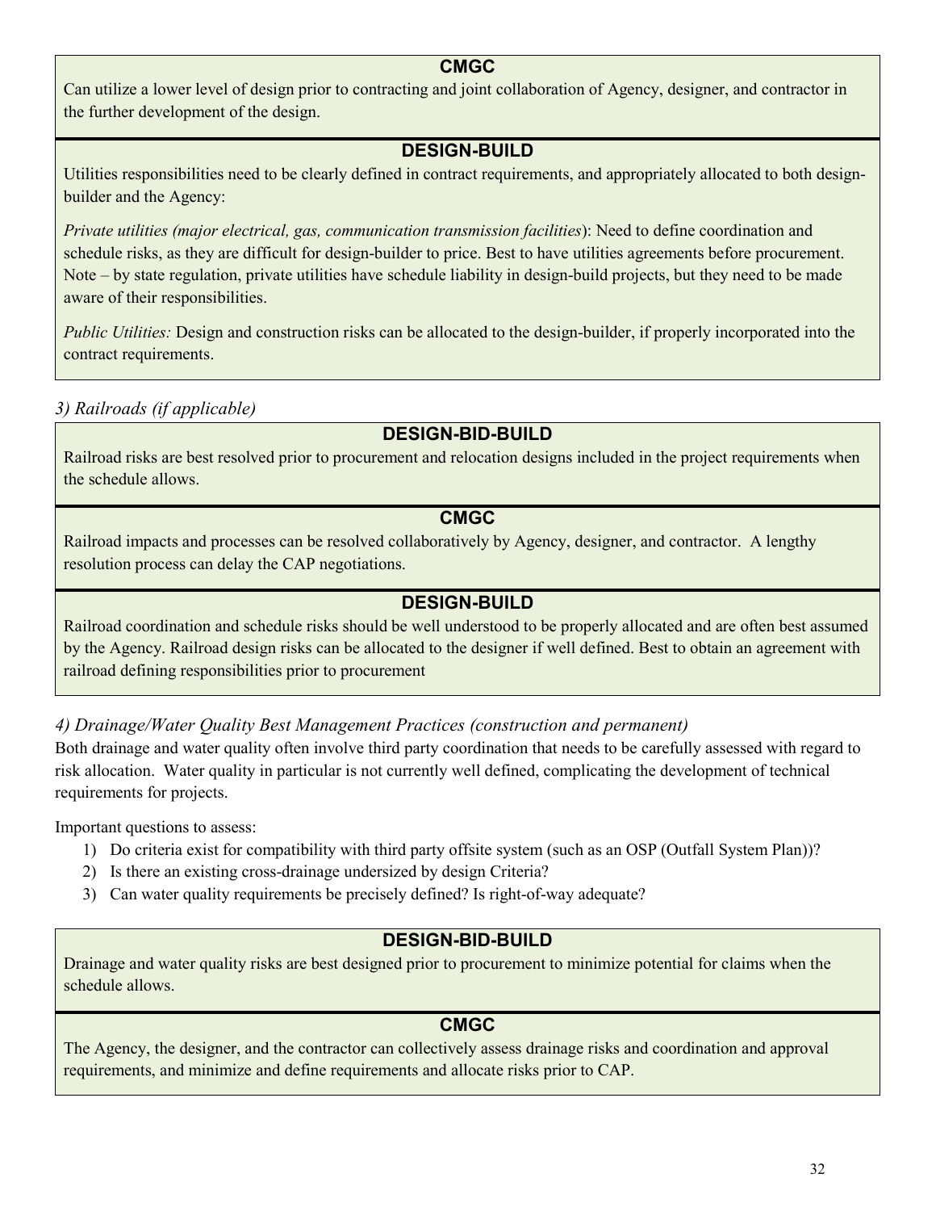**CMGC**

Can utilize a lower level of design prior to contracting and joint collaboration of Agency, designer, and contractor in the further development of the design.

**DESIGN-BUILD**

Utilities responsibilities need to be clearly defined in contract requirements, and appropriately allocated to both design-builder and the Agency:

*Private utilities (major electrical, gas, communication transmission facilities*): Need to define coordination and schedule risks, as they are difficult for design-builder to price. Best to have utilities agreements before procurement. Note – by state regulation, private utilities have schedule liability in design-build projects, but they need to be made aware of their responsibilities.

*Public Utilities:* Design and construction risks can be allocated to the design-builder, if properly incorporated into the contract requirements.

*3) Railroads (if applicable)*

**DESIGN-BID-BUILD**

Railroad risks are best resolved prior to procurement and relocation designs included in the project requirements when the schedule allows.

**CMGC**

Railroad impacts and processes can be resolved collaboratively by Agency, designer, and contractor. A lengthy resolution process can delay the CAP negotiations.

**DESIGN-BUILD**

Railroad coordination and schedule risks should be well understood to be properly allocated and are often best assumed by the Agency. Railroad design risks can be allocated to the designer if well defined. Best to obtain an agreement with railroad defining responsibilities prior to procurement

*4) Drainage/Water Quality Best Management Practices (construction and permanent)*

Both drainage and water quality often involve third party coordination that needs to be carefully assessed with regard to risk allocation. Water quality in particular is not currently well defined, complicating the development of technical requirements for projects.

Important questions to assess:

1) Do criteria exist for compatibility with third party offsite system (such as an OSP (Outfall System Plan))?
2) Is there an existing cross-drainage undersized by design Criteria?
3) Can water quality requirements be precisely defined? Is right-of-way adequate?

**DESIGN-BID-BUILD**

Drainage and water quality risks are best designed prior to procurement to minimize potential for claims when the schedule allows.

**CMGC**

The Agency, the designer, and the contractor can collectively assess drainage risks and coordination and approval requirements, and minimize and define requirements and allocate risks prior to CAP.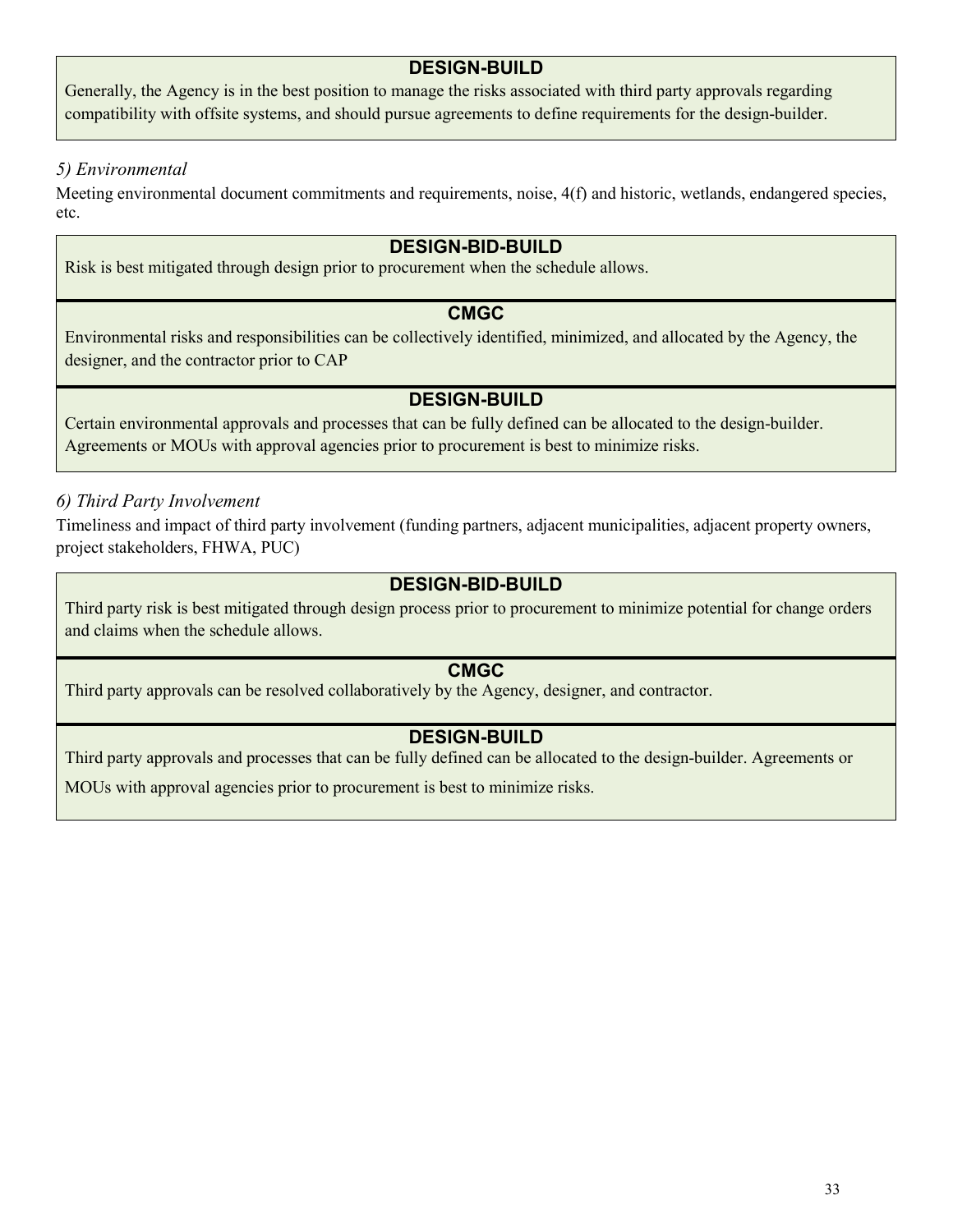**DESIGN-BUILD**

Generally, the Agency is in the best position to manage the risks associated with third party approvals regarding compatibility with offsite systems, and should pursue agreements to define requirements for the design-builder.

*5) Environmental*

Meeting environmental document commitments and requirements, noise, 4(f) and historic, wetlands, endangered species, etc.

**DESIGN-BID-BUILD**

Risk is best mitigated through design prior to procurement when the schedule allows.

**CMGC**

Environmental risks and responsibilities can be collectively identified, minimized, and allocated by the Agency, the designer, and the contractor prior to CAP

**DESIGN-BUILD**

Certain environmental approvals and processes that can be fully defined can be allocated to the design-builder. Agreements or MOUs with approval agencies prior to procurement is best to minimize risks.

*6) Third Party Involvement*

Timeliness and impact of third party involvement (funding partners, adjacent municipalities, adjacent property owners, project stakeholders, FHWA, PUC)

**DESIGN-BID-BUILD**

Third party risk is best mitigated through design process prior to procurement to minimize potential for change orders and claims when the schedule allows.

**CMGC**

Third party approvals can be resolved collaboratively by the Agency, designer, and contractor.

**DESIGN-BUILD**

Third party approvals and processes that can be fully defined can be allocated to the design-builder. Agreements or MOUs with approval agencies prior to procurement is best to minimize risks.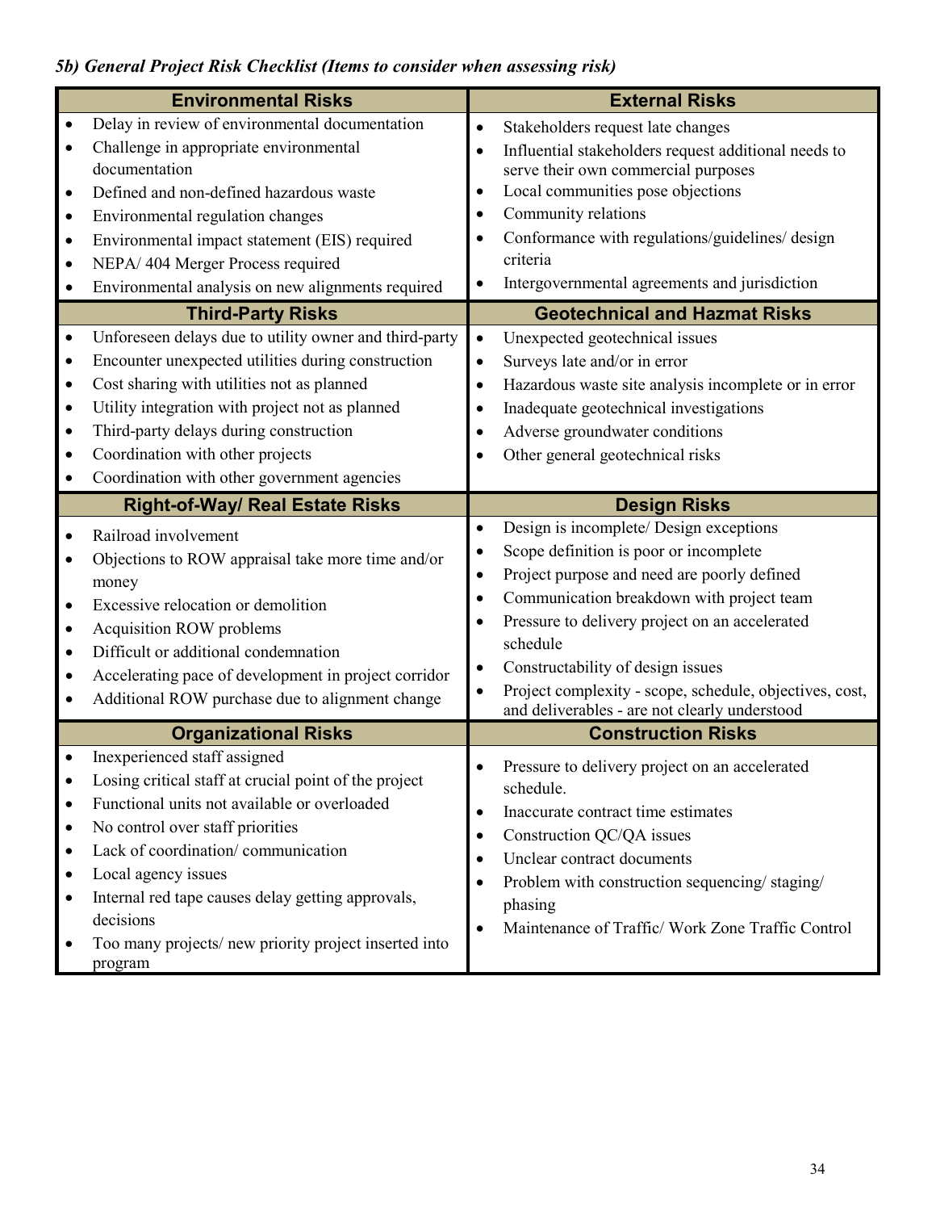### *5b) General Project Risk Checklist (Items to consider when assessing risk)*

| Environmental Risks | External Risks |
|---|---|
| • Delay in review of environmental documentation<br>• Challenge in appropriate environmental documentation<br>• Defined and non-defined hazardous waste<br>• Environmental regulation changes<br>• Environmental impact statement (EIS) required<br>• NEPA/ 404 Merger Process required<br>• Environmental analysis on new alignments required | • Stakeholders request late changes<br>• Influential stakeholders request additional needs to serve their own commercial purposes<br>• Local communities pose objections<br>• Community relations<br>• Conformance with regulations/guidelines/ design criteria<br>• Intergovernmental agreements and jurisdiction |
| **Third-Party Risks** | **Geotechnical and Hazmat Risks** |
| • Unforeseen delays due to utility owner and third-party<br>• Encounter unexpected utilities during construction<br>• Cost sharing with utilities not as planned<br>• Utility integration with project not as planned<br>• Third-party delays during construction<br>• Coordination with other projects<br>• Coordination with other government agencies | • Unexpected geotechnical issues<br>• Surveys late and/or in error<br>• Hazardous waste site analysis incomplete or in error<br>• Inadequate geotechnical investigations<br>• Adverse groundwater conditions<br>• Other general geotechnical risks |
| **Right-of-Way/ Real Estate Risks** | **Design Risks** |
| • Railroad involvement<br>• Objections to ROW appraisal take more time and/or money<br>• Excessive relocation or demolition<br>• Acquisition ROW problems<br>• Difficult or additional condemnation<br>• Accelerating pace of development in project corridor<br>• Additional ROW purchase due to alignment change | • Design is incomplete/ Design exceptions<br>• Scope definition is poor or incomplete<br>• Project purpose and need are poorly defined<br>• Communication breakdown with project team<br>• Pressure to delivery project on an accelerated schedule<br>• Constructability of design issues<br>• Project complexity - scope, schedule, objectives, cost, and deliverables - are not clearly understood |
| **Organizational Risks** | **Construction Risks** |
| • Inexperienced staff assigned<br>• Losing critical staff at crucial point of the project<br>• Functional units not available or overloaded<br>• No control over staff priorities<br>• Lack of coordination/ communication<br>• Local agency issues<br>• Internal red tape causes delay getting approvals, decisions<br>• Too many projects/ new priority project inserted into program | • Pressure to delivery project on an accelerated schedule.<br>• Inaccurate contract time estimates<br>• Construction QC/QA issues<br>• Unclear contract documents<br>• Problem with construction sequencing/ staging/ phasing<br>• Maintenance of Traffic/ Work Zone Traffic Control |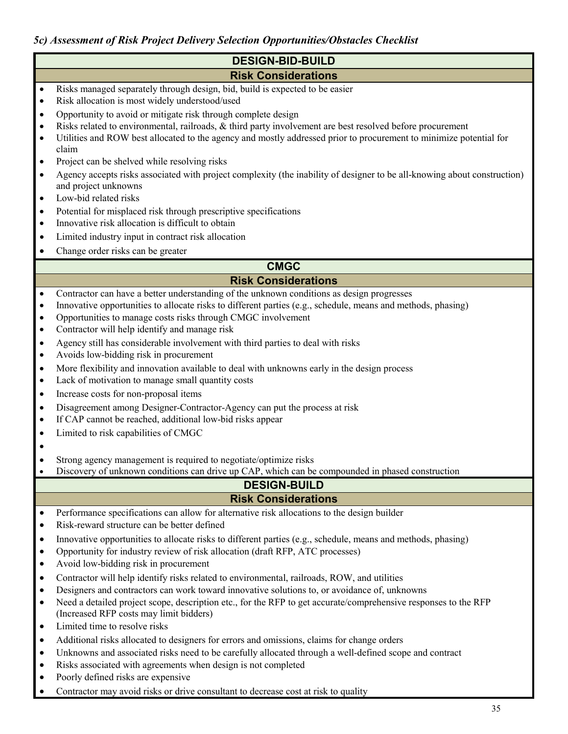### *5c) Assessment of Risk Project Delivery Selection Opportunities/Obstacles Checklist*

**DESIGN-BID-BUILD**

**Risk Considerations**

- Risks managed separately through design, bid, build is expected to be easier
- Risk allocation is most widely understood/used
- Opportunity to avoid or mitigate risk through complete design
- Risks related to environmental, railroads, & third party involvement are best resolved before procurement
- Utilities and ROW best allocated to the agency and mostly addressed prior to procurement to minimize potential for claim
- Project can be shelved while resolving risks
- Agency accepts risks associated with project complexity (the inability of designer to be all-knowing about construction) and project unknowns
- Low-bid related risks
- Potential for misplaced risk through prescriptive specifications
- Innovative risk allocation is difficult to obtain
- Limited industry input in contract risk allocation
- Change order risks can be greater

**CMGC**

**Risk Considerations**

- Contractor can have a better understanding of the unknown conditions as design progresses
- Innovative opportunities to allocate risks to different parties (e.g., schedule, means and methods, phasing)
- Opportunities to manage costs risks through CMGC involvement
- Contractor will help identify and manage risk
- Agency still has considerable involvement with third parties to deal with risks
- Avoids low-bidding risk in procurement
- More flexibility and innovation available to deal with unknowns early in the design process
- Lack of motivation to manage small quantity costs
- Increase costs for non-proposal items
- Disagreement among Designer-Contractor-Agency can put the process at risk
- If CAP cannot be reached, additional low-bid risks appear
- Limited to risk capabilities of CMGC
- 
- Strong agency management is required to negotiate/optimize risks
- Discovery of unknown conditions can drive up CAP, which can be compounded in phased construction

**DESIGN-BUILD**

**Risk Considerations**

- Performance specifications can allow for alternative risk allocations to the design builder
- Risk-reward structure can be better defined
- Innovative opportunities to allocate risks to different parties (e.g., schedule, means and methods, phasing)
- Opportunity for industry review of risk allocation (draft RFP, ATC processes)
- Avoid low-bidding risk in procurement
- Contractor will help identify risks related to environmental, railroads, ROW, and utilities
- Designers and contractors can work toward innovative solutions to, or avoidance of, unknowns
- Need a detailed project scope, description etc., for the RFP to get accurate/comprehensive responses to the RFP (Increased RFP costs may limit bidders)
- Limited time to resolve risks
- Additional risks allocated to designers for errors and omissions, claims for change orders
- Unknowns and associated risks need to be carefully allocated through a well-defined scope and contract
- Risks associated with agreements when design is not completed
- Poorly defined risks are expensive
- Contractor may avoid risks or drive consultant to decrease cost at risk to quality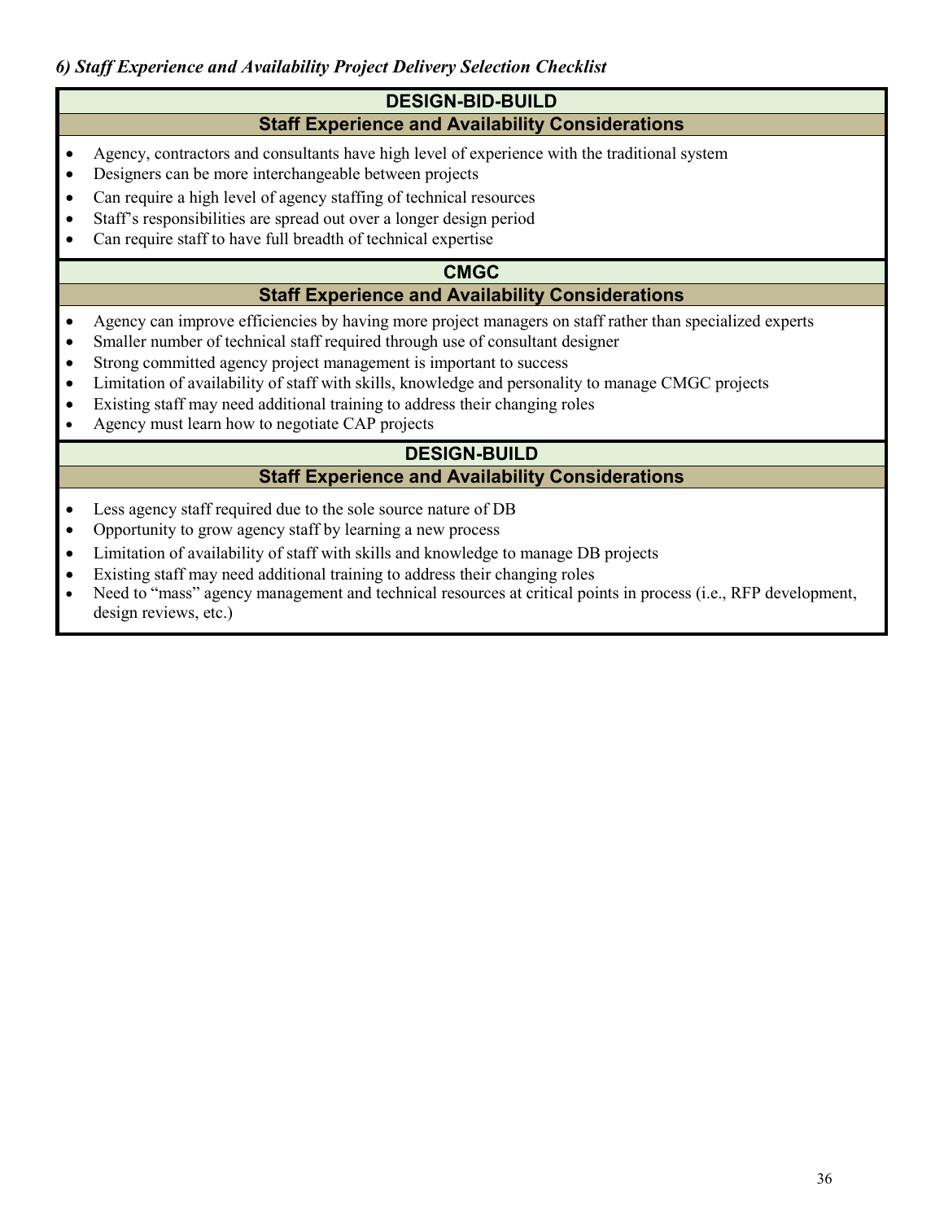### *6) Staff Experience and Availability Project Delivery Selection Checklist*

| DESIGN-BID-BUILD |
|---|
| **Staff Experience and Availability Considerations** |
| • Agency, contractors and consultants have high level of experience with the traditional system<br>• Designers can be more interchangeable between projects<br>• Can require a high level of agency staffing of technical resources<br>• Staff's responsibilities are spread out over a longer design period<br>• Can require staff to have full breadth of technical expertise |

| CMGC |
|---|
| **Staff Experience and Availability Considerations** |
| • Agency can improve efficiencies by having more project managers on staff rather than specialized experts<br>• Smaller number of technical staff required through use of consultant designer<br>• Strong committed agency project management is important to success<br>• Limitation of availability of staff with skills, knowledge and personality to manage CMGC projects<br>• Existing staff may need additional training to address their changing roles<br>• Agency must learn how to negotiate CAP projects |

| DESIGN-BUILD |
|---|
| **Staff Experience and Availability Considerations** |
| • Less agency staff required due to the sole source nature of DB<br>• Opportunity to grow agency staff by learning a new process<br>• Limitation of availability of staff with skills and knowledge to manage DB projects<br>• Existing staff may need additional training to address their changing roles<br>• Need to "mass" agency management and technical resources at critical points in process (i.e., RFP development, design reviews, etc.) |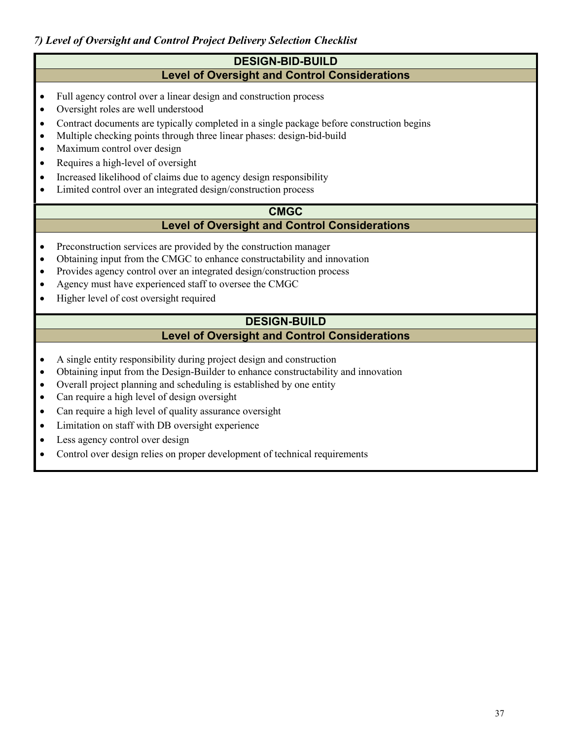*7) Level of Oversight and Control Project Delivery Selection Checklist*

## DESIGN-BID-BUILD

### Level of Oversight and Control Considerations

- Full agency control over a linear design and construction process
- Oversight roles are well understood
- Contract documents are typically completed in a single package before construction begins
- Multiple checking points through three linear phases: design-bid-build
- Maximum control over design
- Requires a high-level of oversight
- Increased likelihood of claims due to agency design responsibility
- Limited control over an integrated design/construction process

## CMGC

### Level of Oversight and Control Considerations

- Preconstruction services are provided by the construction manager
- Obtaining input from the CMGC to enhance constructability and innovation
- Provides agency control over an integrated design/construction process
- Agency must have experienced staff to oversee the CMGC
- Higher level of cost oversight required

## DESIGN-BUILD

### Level of Oversight and Control Considerations

- A single entity responsibility during project design and construction
- Obtaining input from the Design-Builder to enhance constructability and innovation
- Overall project planning and scheduling is established by one entity
- Can require a high level of design oversight
- Can require a high level of quality assurance oversight
- Limitation on staff with DB oversight experience
- Less agency control over design
- Control over design relies on proper development of technical requirements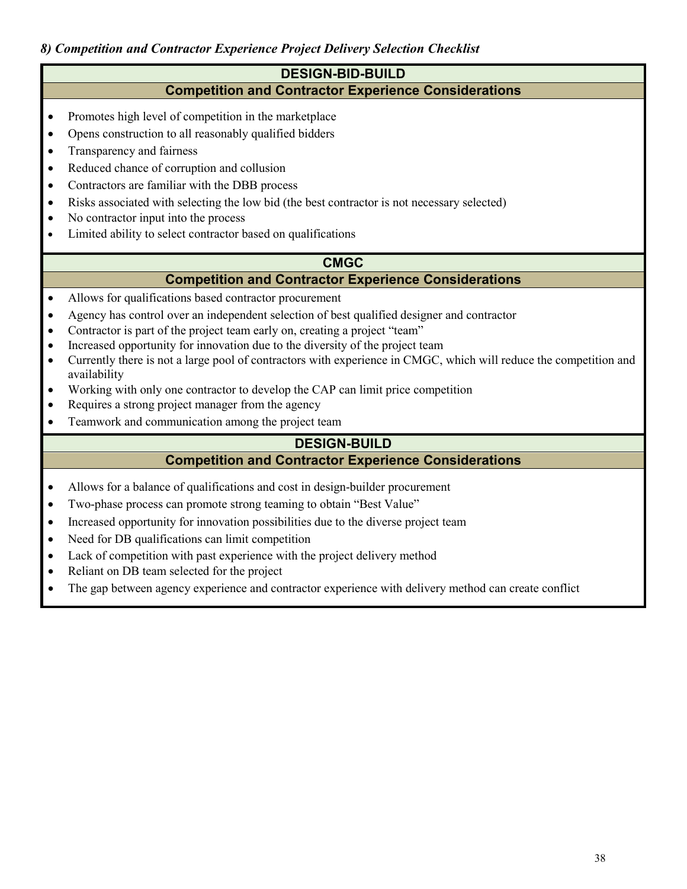*8) Competition and Contractor Experience Project Delivery Selection Checklist*

## DESIGN-BID-BUILD

### Competition and Contractor Experience Considerations

- Promotes high level of competition in the marketplace
- Opens construction to all reasonably qualified bidders
- Transparency and fairness
- Reduced chance of corruption and collusion
- Contractors are familiar with the DBB process
- Risks associated with selecting the low bid (the best contractor is not necessary selected)
- No contractor input into the process
- Limited ability to select contractor based on qualifications

## CMGC

### Competition and Contractor Experience Considerations

- Allows for qualifications based contractor procurement
- Agency has control over an independent selection of best qualified designer and contractor
- Contractor is part of the project team early on, creating a project "team"
- Increased opportunity for innovation due to the diversity of the project team
- Currently there is not a large pool of contractors with experience in CMGC, which will reduce the competition and availability
- Working with only one contractor to develop the CAP can limit price competition
- Requires a strong project manager from the agency
- Teamwork and communication among the project team

## DESIGN-BUILD

### Competition and Contractor Experience Considerations

- Allows for a balance of qualifications and cost in design-builder procurement
- Two-phase process can promote strong teaming to obtain "Best Value"
- Increased opportunity for innovation possibilities due to the diverse project team
- Need for DB qualifications can limit competition
- Lack of competition with past experience with the project delivery method
- Reliant on DB team selected for the project
- The gap between agency experience and contractor experience with delivery method can create conflict